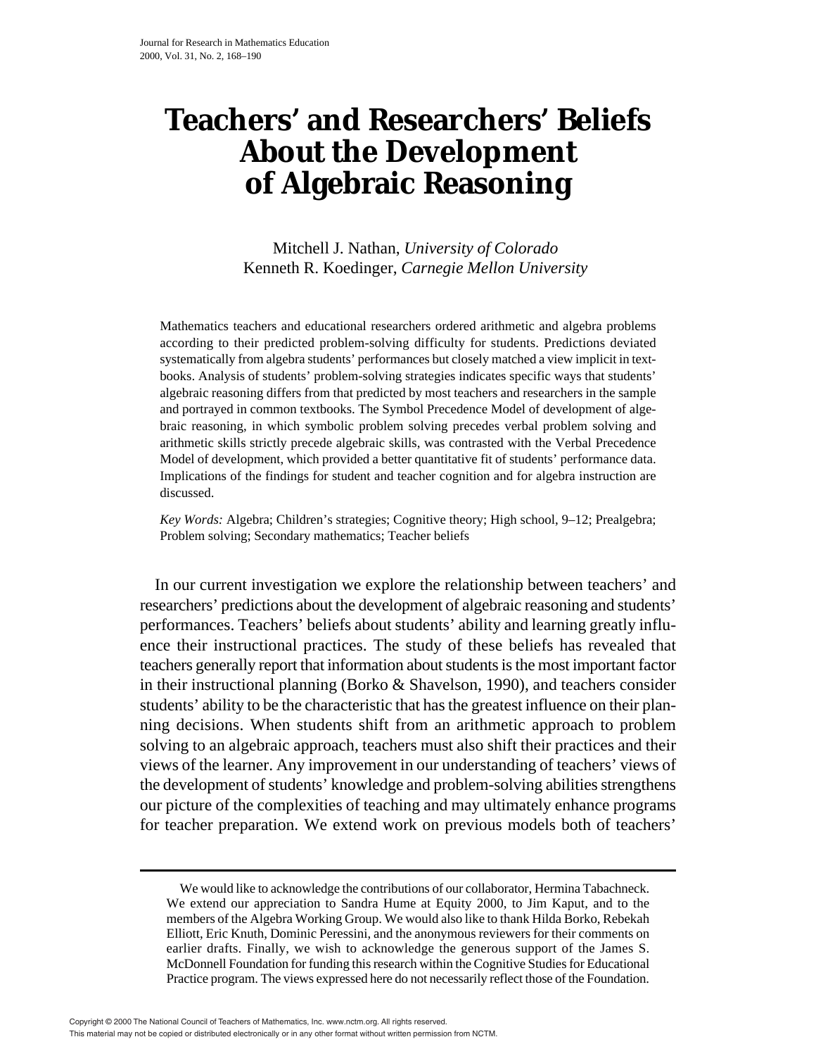# Teachers' and Researchers' Beliefs About the Development of Algebraic Reasoning

Mitchell J. Nathan, *University of Colorado*
Kenneth R. Koedinger, *Carnegie Mellon University*

Mathematics teachers and educational researchers ordered arithmetic and algebra problems according to their predicted problem-solving difficulty for students. Predictions deviated systematically from algebra students' performances but closely matched a view implicit in textbooks. Analysis of students' problem-solving strategies indicates specific ways that students' algebraic reasoning differs from that predicted by most teachers and researchers in the sample and portrayed in common textbooks. The Symbol Precedence Model of development of algebraic reasoning, in which symbolic problem solving precedes verbal problem solving and arithmetic skills strictly precede algebraic skills, was contrasted with the Verbal Precedence Model of development, which provided a better quantitative fit of students' performance data. Implications of the findings for student and teacher cognition and for algebra instruction are discussed.

*Key Words:* Algebra; Children's strategies; Cognitive theory; High school, 9–12; Prealgebra; Problem solving; Secondary mathematics; Teacher beliefs

In our current investigation we explore the relationship between teachers' and researchers' predictions about the development of algebraic reasoning and students' performances. Teachers' beliefs about students' ability and learning greatly influence their instructional practices. The study of these beliefs has revealed that teachers generally report that information about students is the most important factor in their instructional planning (Borko & Shavelson, 1990), and teachers consider students' ability to be the characteristic that has the greatest influence on their planning decisions. When students shift from an arithmetic approach to problem solving to an algebraic approach, teachers must also shift their practices and their views of the learner. Any improvement in our understanding of teachers' views of the development of students' knowledge and problem-solving abilities strengthens our picture of the complexities of teaching and may ultimately enhance programs for teacher preparation. We extend work on previous models both of teachers'

---

We would like to acknowledge the contributions of our collaborator, Hermina Tabachneck. We extend our appreciation to Sandra Hume at Equity 2000, to Jim Kaput, and to the members of the Algebra Working Group. We would also like to thank Hilda Borko, Rebekah Elliott, Eric Knuth, Dominic Peressini, and the anonymous reviewers for their comments on earlier drafts. Finally, we wish to acknowledge the generous support of the James S. McDonnell Foundation for funding this research within the Cognitive Studies for Educational Practice program. The views expressed here do not necessarily reflect those of the Foundation.

Copyright © 2000 The National Council of Teachers of Mathematics, Inc. www.nctm.org. All rights reserved.
This material may not be copied or distributed electronically or in any other format without written permission from NCTM.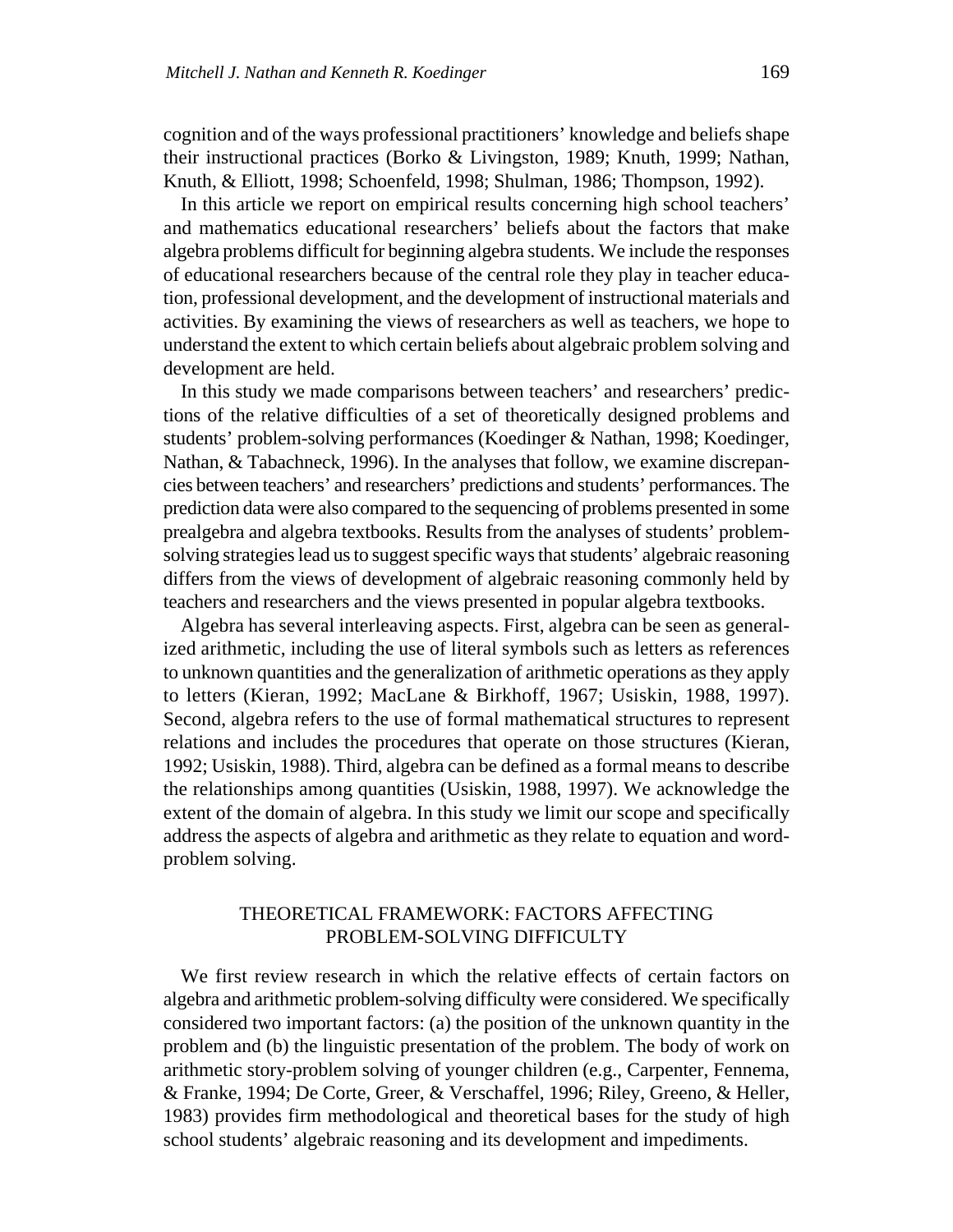cognition and of the ways professional practitioners' knowledge and beliefs shape their instructional practices (Borko & Livingston, 1989; Knuth, 1999; Nathan, Knuth, & Elliott, 1998; Schoenfeld, 1998; Shulman, 1986; Thompson, 1992).

In this article we report on empirical results concerning high school teachers' and mathematics educational researchers' beliefs about the factors that make algebra problems difficult for beginning algebra students. We include the responses of educational researchers because of the central role they play in teacher education, professional development, and the development of instructional materials and activities. By examining the views of researchers as well as teachers, we hope to understand the extent to which certain beliefs about algebraic problem solving and development are held.

In this study we made comparisons between teachers' and researchers' predictions of the relative difficulties of a set of theoretically designed problems and students' problem-solving performances (Koedinger & Nathan, 1998; Koedinger, Nathan, & Tabachneck, 1996). In the analyses that follow, we examine discrepancies between teachers' and researchers' predictions and students' performances. The prediction data were also compared to the sequencing of problems presented in some prealgebra and algebra textbooks. Results from the analyses of students' problem-solving strategies lead us to suggest specific ways that students' algebraic reasoning differs from the views of development of algebraic reasoning commonly held by teachers and researchers and the views presented in popular algebra textbooks.

Algebra has several interleaving aspects. First, algebra can be seen as generalized arithmetic, including the use of literal symbols such as letters as references to unknown quantities and the generalization of arithmetic operations as they apply to letters (Kieran, 1992; MacLane & Birkhoff, 1967; Usiskin, 1988, 1997). Second, algebra refers to the use of formal mathematical structures to represent relations and includes the procedures that operate on those structures (Kieran, 1992; Usiskin, 1988). Third, algebra can be defined as a formal means to describe the relationships among quantities (Usiskin, 1988, 1997). We acknowledge the extent of the domain of algebra. In this study we limit our scope and specifically address the aspects of algebra and arithmetic as they relate to equation and word-problem solving.

## THEORETICAL FRAMEWORK: FACTORS AFFECTING PROBLEM-SOLVING DIFFICULTY

We first review research in which the relative effects of certain factors on algebra and arithmetic problem-solving difficulty were considered. We specifically considered two important factors: (a) the position of the unknown quantity in the problem and (b) the linguistic presentation of the problem. The body of work on arithmetic story-problem solving of younger children (e.g., Carpenter, Fennema, & Franke, 1994; De Corte, Greer, & Verschaffel, 1996; Riley, Greeno, & Heller, 1983) provides firm methodological and theoretical bases for the study of high school students' algebraic reasoning and its development and impediments.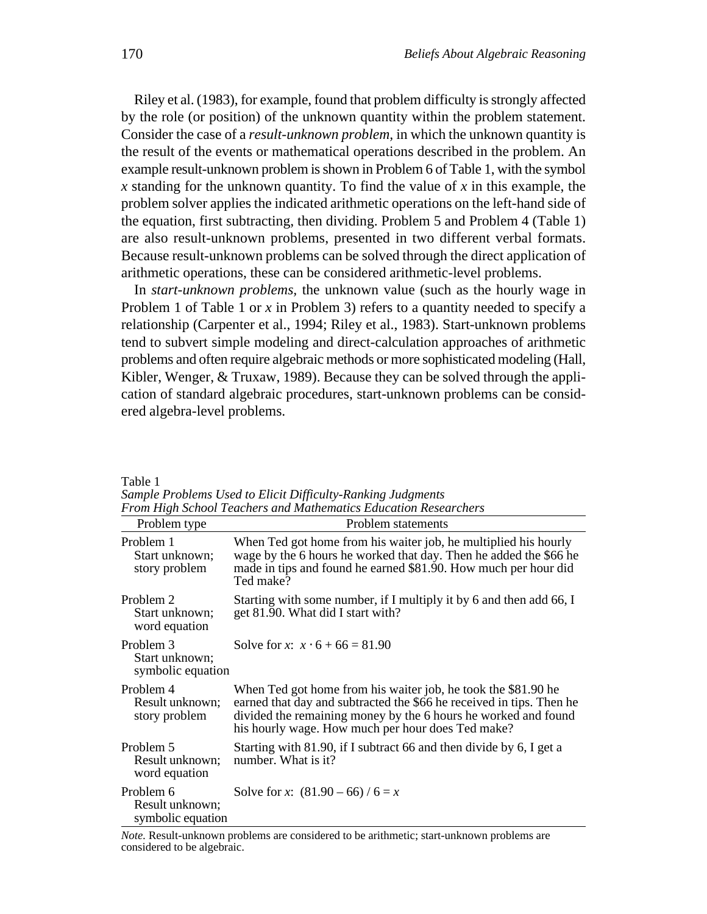Riley et al. (1983), for example, found that problem difficulty is strongly affected by the role (or position) of the unknown quantity within the problem statement. Consider the case of a *result-unknown problem*, in which the unknown quantity is the result of the events or mathematical operations described in the problem. An example result-unknown problem is shown in Problem 6 of Table 1, with the symbol $x$ standing for the unknown quantity. To find the value of $x$ in this example, the problem solver applies the indicated arithmetic operations on the left-hand side of the equation, first subtracting, then dividing. Problem 5 and Problem 4 (Table 1) are also result-unknown problems, presented in two different verbal formats. Because result-unknown problems can be solved through the direct application of arithmetic operations, these can be considered arithmetic-level problems.

In *start-unknown problems*, the unknown value (such as the hourly wage in Problem 1 of Table 1 or $x$ in Problem 3) refers to a quantity needed to specify a relationship (Carpenter et al., 1994; Riley et al., 1983). Start-unknown problems tend to subvert simple modeling and direct-calculation approaches of arithmetic problems and often require algebraic methods or more sophisticated modeling (Hall, Kibler, Wenger, & Truxaw, 1989). Because they can be solved through the application of standard algebraic procedures, start-unknown problems can be considered algebra-level problems.

Table 1
*Sample Problems Used to Elicit Difficulty-Ranking Judgments From High School Teachers and Mathematics Education Researchers*

| Problem type | Problem statements |
|---|---|
| Problem 1<br>Start unknown; story problem | When Ted got home from his waiter job, he multiplied his hourly wage by the 6 hours he worked that day. Then he added the $66 he made in tips and found he earned $81.90. How much per hour did Ted make? |
| Problem 2<br>Start unknown; word equation | Starting with some number, if I multiply it by 6 and then add 66, I get 81.90. What did I start with? |
| Problem 3<br>Start unknown; symbolic equation | Solve for $x$: $x \cdot 6 + 66 = 81.90$ |
| Problem 4<br>Result unknown; story problem | When Ted got home from his waiter job, he took the $81.90 he earned that day and subtracted the $66 he received in tips. Then he divided the remaining money by the 6 hours he worked and found his hourly wage. How much per hour does Ted make? |
| Problem 5<br>Result unknown; word equation | Starting with 81.90, if I subtract 66 and then divide by 6, I get a number. What is it? |
| Problem 6<br>Result unknown; symbolic equation | Solve for $x$: $(81.90 - 66) / 6 = x$ |

*Note.* Result-unknown problems are considered to be arithmetic; start-unknown problems are considered to be algebraic.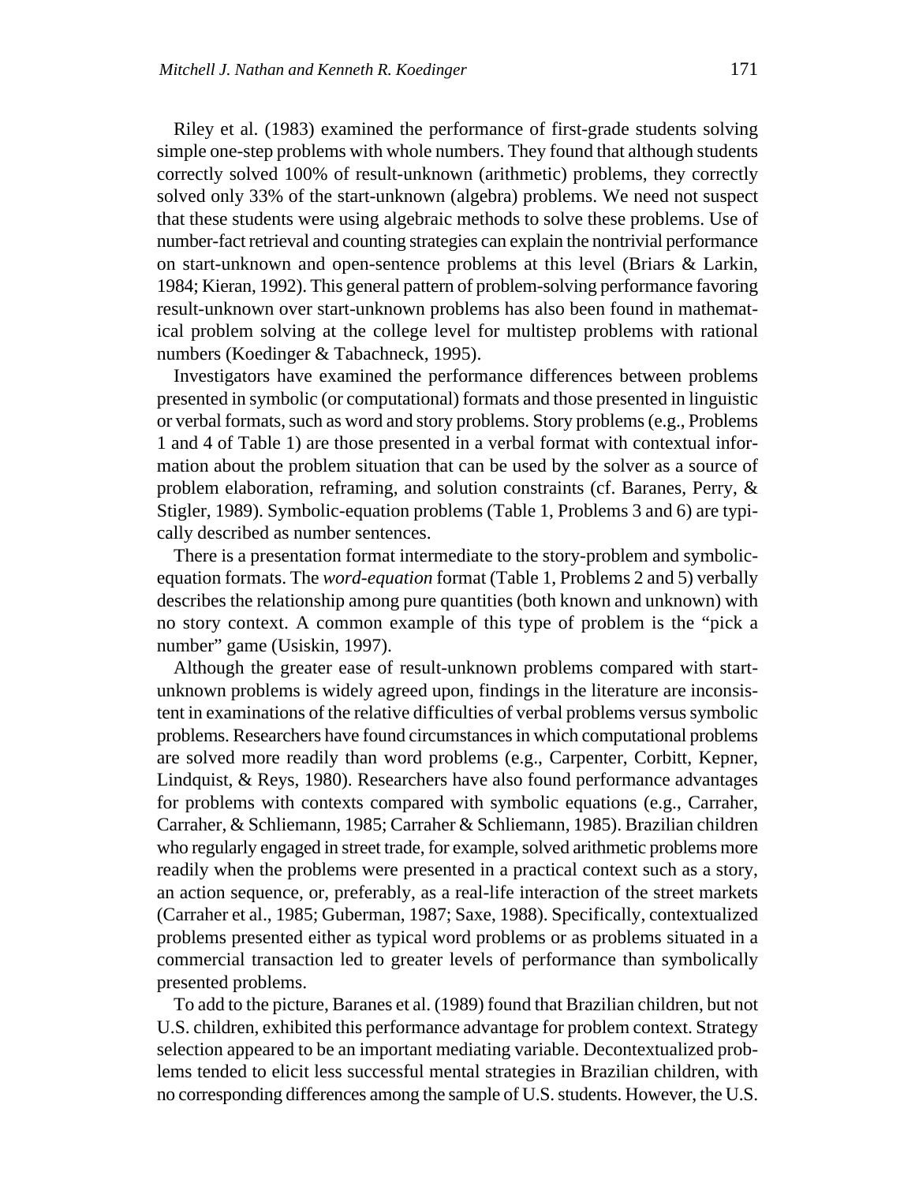Riley et al. (1983) examined the performance of first-grade students solving simple one-step problems with whole numbers. They found that although students correctly solved 100% of result-unknown (arithmetic) problems, they correctly solved only 33% of the start-unknown (algebra) problems. We need not suspect that these students were using algebraic methods to solve these problems. Use of number-fact retrieval and counting strategies can explain the nontrivial performance on start-unknown and open-sentence problems at this level (Briars & Larkin, 1984; Kieran, 1992). This general pattern of problem-solving performance favoring result-unknown over start-unknown problems has also been found in mathematical problem solving at the college level for multistep problems with rational numbers (Koedinger & Tabachneck, 1995).

Investigators have examined the performance differences between problems presented in symbolic (or computational) formats and those presented in linguistic or verbal formats, such as word and story problems. Story problems (e.g., Problems 1 and 4 of Table 1) are those presented in a verbal format with contextual information about the problem situation that can be used by the solver as a source of problem elaboration, reframing, and solution constraints (cf. Baranes, Perry, & Stigler, 1989). Symbolic-equation problems (Table 1, Problems 3 and 6) are typically described as number sentences.

There is a presentation format intermediate to the story-problem and symbolic-equation formats. The *word-equation* format (Table 1, Problems 2 and 5) verbally describes the relationship among pure quantities (both known and unknown) with no story context. A common example of this type of problem is the "pick a number" game (Usiskin, 1997).

Although the greater ease of result-unknown problems compared with start-unknown problems is widely agreed upon, findings in the literature are inconsistent in examinations of the relative difficulties of verbal problems versus symbolic problems. Researchers have found circumstances in which computational problems are solved more readily than word problems (e.g., Carpenter, Corbitt, Kepner, Lindquist, & Reys, 1980). Researchers have also found performance advantages for problems with contexts compared with symbolic equations (e.g., Carraher, Carraher, & Schliemann, 1985; Carraher & Schliemann, 1985). Brazilian children who regularly engaged in street trade, for example, solved arithmetic problems more readily when the problems were presented in a practical context such as a story, an action sequence, or, preferably, as a real-life interaction of the street markets (Carraher et al., 1985; Guberman, 1987; Saxe, 1988). Specifically, contextualized problems presented either as typical word problems or as problems situated in a commercial transaction led to greater levels of performance than symbolically presented problems.

To add to the picture, Baranes et al. (1989) found that Brazilian children, but not U.S. children, exhibited this performance advantage for problem context. Strategy selection appeared to be an important mediating variable. Decontextualized problems tended to elicit less successful mental strategies in Brazilian children, with no corresponding differences among the sample of U.S. students. However, the U.S.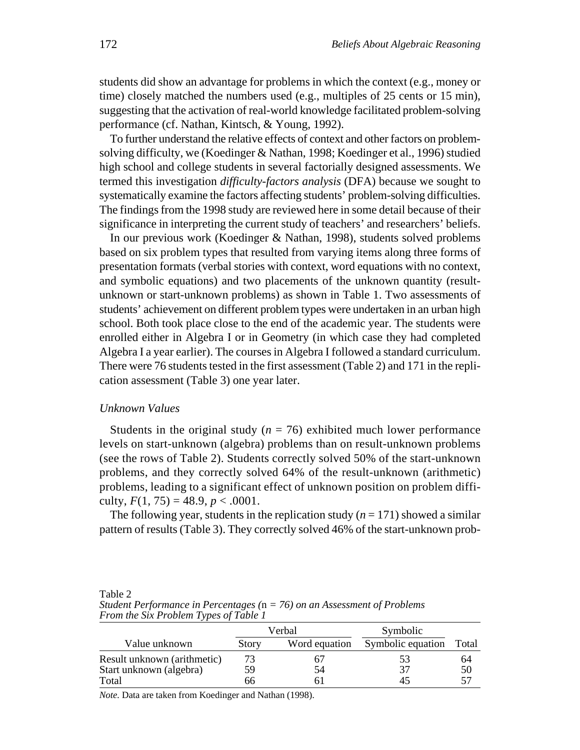students did show an advantage for problems in which the context (e.g., money or time) closely matched the numbers used (e.g., multiples of 25 cents or 15 min), suggesting that the activation of real-world knowledge facilitated problem-solving performance (cf. Nathan, Kintsch, & Young, 1992).

To further understand the relative effects of context and other factors on problem-solving difficulty, we (Koedinger & Nathan, 1998; Koedinger et al., 1996) studied high school and college students in several factorially designed assessments. We termed this investigation *difficulty-factors analysis* (DFA) because we sought to systematically examine the factors affecting students' problem-solving difficulties. The findings from the 1998 study are reviewed here in some detail because of their significance in interpreting the current study of teachers' and researchers' beliefs.

In our previous work (Koedinger & Nathan, 1998), students solved problems based on six problem types that resulted from varying items along three forms of presentation formats (verbal stories with context, word equations with no context, and symbolic equations) and two placements of the unknown quantity (result-unknown or start-unknown problems) as shown in Table 1. Two assessments of students' achievement on different problem types were undertaken in an urban high school. Both took place close to the end of the academic year. The students were enrolled either in Algebra I or in Geometry (in which case they had completed Algebra I a year earlier). The courses in Algebra I followed a standard curriculum. There were 76 students tested in the first assessment (Table 2) and 171 in the replication assessment (Table 3) one year later.

### *Unknown Values*

Students in the original study ($n$ = 76) exhibited much lower performance levels on start-unknown (algebra) problems than on result-unknown problems (see the rows of Table 2). Students correctly solved 50% of the start-unknown problems, and they correctly solved 64% of the result-unknown (arithmetic) problems, leading to a significant effect of unknown position on problem difficulty, $F(1, 75) = 48.9$, $p < .0001$.

The following year, students in the replication study ($n$ = 171) showed a similar pattern of results (Table 3). They correctly solved 46% of the start-unknown prob-

Table 2
*Student Performance in Percentages (*$n$ *= 76) on an Assessment of Problems From the Six Problem Types of Table 1*

| | Verbal | | Symbolic | |
|---|---|---|---|---|
| Value unknown | Story | Word equation | Symbolic equation | Total |
| Result unknown (arithmetic) | 73 | 67 | 53 | 64 |
| Start unknown (algebra) | 59 | 54 | 37 | 50 |
| Total | 66 | 61 | 45 | 57 |

*Note.* Data are taken from Koedinger and Nathan (1998).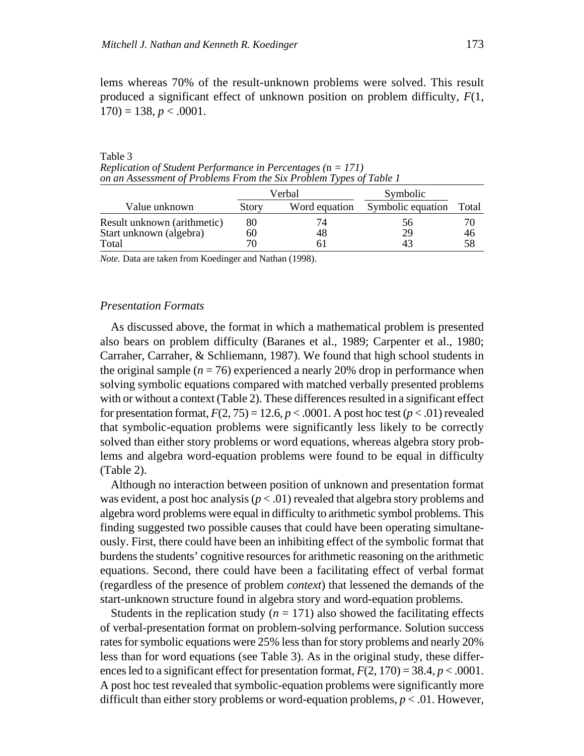lems whereas 70% of the result-unknown problems were solved. This result produced a significant effect of unknown position on problem difficulty, $F(1, 170) = 138$, $p < .0001$.

Table 3
*Replication of Student Performance in Percentages (*n *= 171) on an Assessment of Problems From the Six Problem Types of Table 1*

| | Verbal | | Symbolic | |
|---|---|---|---|---|
| Value unknown | Story | Word equation | Symbolic equation | Total |
| Result unknown (arithmetic) | 80 | 74 | 56 | 70 |
| Start unknown (algebra) | 60 | 48 | 29 | 46 |
| Total | 70 | 61 | 43 | 58 |

*Note.* Data are taken from Koedinger and Nathan (1998).

### *Presentation Formats*

As discussed above, the format in which a mathematical problem is presented also bears on problem difficulty (Baranes et al., 1989; Carpenter et al., 1980; Carraher, Carraher, & Schliemann, 1987). We found that high school students in the original sample ($n = 76$) experienced a nearly 20% drop in performance when solving symbolic equations compared with matched verbally presented problems with or without a context (Table 2). These differences resulted in a significant effect for presentation format, $F(2, 75) = 12.6$, $p < .0001$. A post hoc test ($p < .01$) revealed that symbolic-equation problems were significantly less likely to be correctly solved than either story problems or word equations, whereas algebra story problems and algebra word-equation problems were found to be equal in difficulty (Table 2).

Although no interaction between position of unknown and presentation format was evident, a post hoc analysis ($p < .01$) revealed that algebra story problems and algebra word problems were equal in difficulty to arithmetic symbol problems. This finding suggested two possible causes that could have been operating simultaneously. First, there could have been an inhibiting effect of the symbolic format that burdens the students' cognitive resources for arithmetic reasoning on the arithmetic equations. Second, there could have been a facilitating effect of verbal format (regardless of the presence of problem *context*) that lessened the demands of the start-unknown structure found in algebra story and word-equation problems.

Students in the replication study ($n = 171$) also showed the facilitating effects of verbal-presentation format on problem-solving performance. Solution success rates for symbolic equations were 25% less than for story problems and nearly 20% less than for word equations (see Table 3). As in the original study, these differences led to a significant effect for presentation format, $F(2, 170) = 38.4$, $p < .0001$. A post hoc test revealed that symbolic-equation problems were significantly more difficult than either story problems or word-equation problems, $p < .01$. However,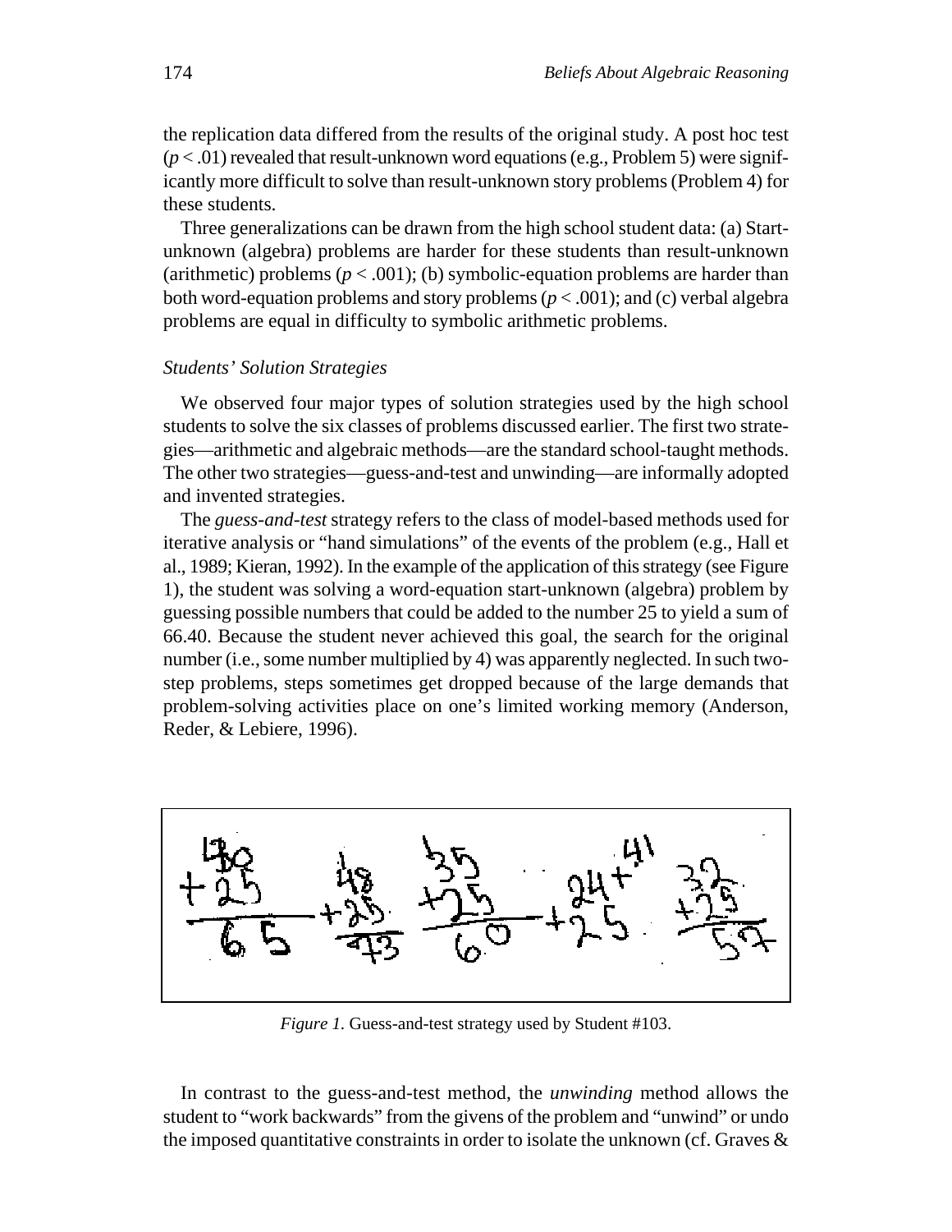the replication data differed from the results of the original study. A post hoc test ($p < .01$) revealed that result-unknown word equations (e.g., Problem 5) were significantly more difficult to solve than result-unknown story problems (Problem 4) for these students.

Three generalizations can be drawn from the high school student data: (a) Start-unknown (algebra) problems are harder for these students than result-unknown (arithmetic) problems ($p < .001$); (b) symbolic-equation problems are harder than both word-equation problems and story problems ($p < .001$); and (c) verbal algebra problems are equal in difficulty to symbolic arithmetic problems.

### *Students' Solution Strategies*

We observed four major types of solution strategies used by the high school students to solve the six classes of problems discussed earlier. The first two strategies—arithmetic and algebraic methods—are the standard school-taught methods. The other two strategies—guess-and-test and unwinding—are informally adopted and invented strategies.

The *guess-and-test* strategy refers to the class of model-based methods used for iterative analysis or "hand simulations" of the events of the problem (e.g., Hall et al., 1989; Kieran, 1992). In the example of the application of this strategy (see Figure 1), the student was solving a word-equation start-unknown (algebra) problem by guessing possible numbers that could be added to the number 25 to yield a sum of 66.40. Because the student never achieved this goal, the search for the original number (i.e., some number multiplied by 4) was apparently neglected. In such two-step problems, steps sometimes get dropped because of the large demands that problem-solving activities place on one's limited working memory (Anderson, Reder, & Lebiere, 1996).

*Figure 1.* Guess-and-test strategy used by Student #103.

In contrast to the guess-and-test method, the *unwinding* method allows the student to "work backwards" from the givens of the problem and "unwind" or undo the imposed quantitative constraints in order to isolate the unknown (cf. Graves &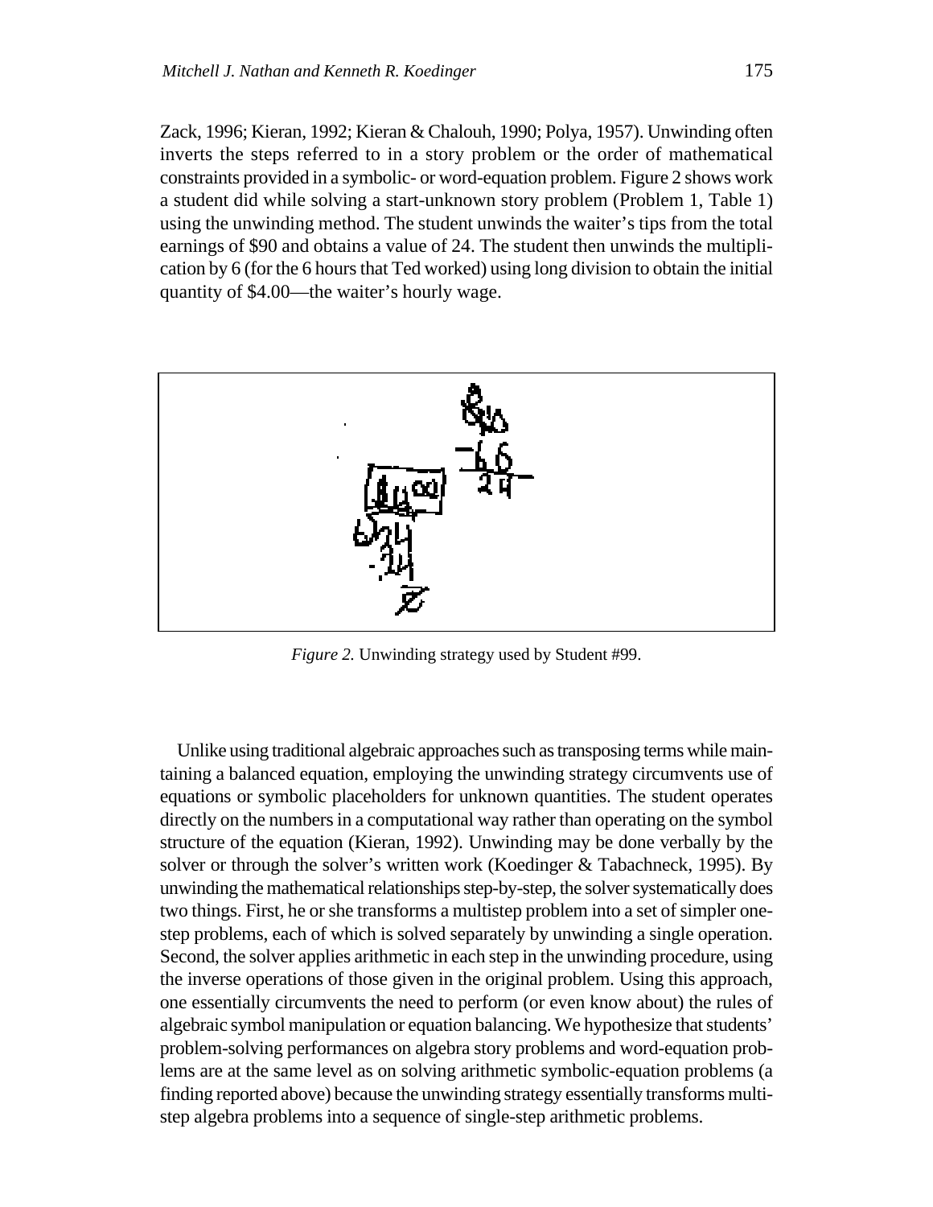Zack, 1996; Kieran, 1992; Kieran & Chalouh, 1990; Polya, 1957). Unwinding often inverts the steps referred to in a story problem or the order of mathematical constraints provided in a symbolic- or word-equation problem. Figure 2 shows work a student did while solving a start-unknown story problem (Problem 1, Table 1) using the unwinding method. The student unwinds the waiter's tips from the total earnings of \$90 and obtains a value of 24. The student then unwinds the multiplication by 6 (for the 6 hours that Ted worked) using long division to obtain the initial quantity of \$4.00—the waiter's hourly wage.

*Figure 2.* Unwinding strategy used by Student #99.

Unlike using traditional algebraic approaches such as transposing terms while maintaining a balanced equation, employing the unwinding strategy circumvents use of equations or symbolic placeholders for unknown quantities. The student operates directly on the numbers in a computational way rather than operating on the symbol structure of the equation (Kieran, 1992). Unwinding may be done verbally by the solver or through the solver's written work (Koedinger & Tabachneck, 1995). By unwinding the mathematical relationships step-by-step, the solver systematically does two things. First, he or she transforms a multistep problem into a set of simpler one-step problems, each of which is solved separately by unwinding a single operation. Second, the solver applies arithmetic in each step in the unwinding procedure, using the inverse operations of those given in the original problem. Using this approach, one essentially circumvents the need to perform (or even know about) the rules of algebraic symbol manipulation or equation balancing. We hypothesize that students' problem-solving performances on algebra story problems and word-equation problems are at the same level as on solving arithmetic symbolic-equation problems (a finding reported above) because the unwinding strategy essentially transforms multistep algebra problems into a sequence of single-step arithmetic problems.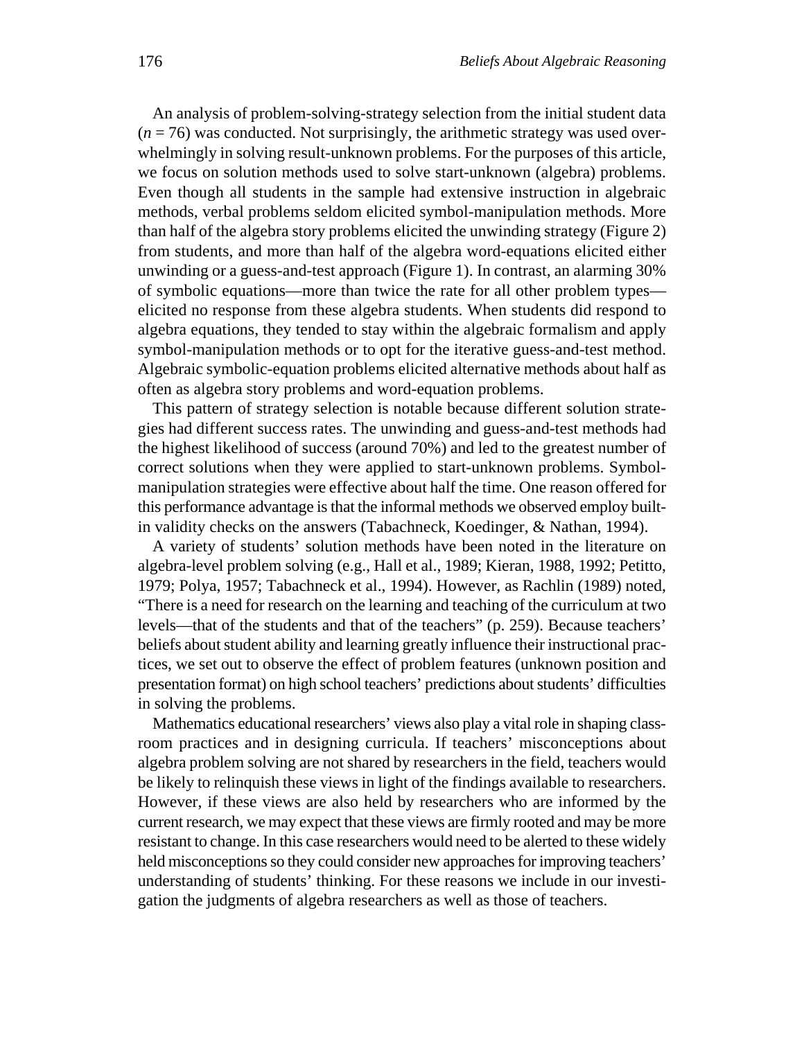An analysis of problem-solving-strategy selection from the initial student data ($n = 76$) was conducted. Not surprisingly, the arithmetic strategy was used overwhelmingly in solving result-unknown problems. For the purposes of this article, we focus on solution methods used to solve start-unknown (algebra) problems. Even though all students in the sample had extensive instruction in algebraic methods, verbal problems seldom elicited symbol-manipulation methods. More than half of the algebra story problems elicited the unwinding strategy (Figure 2) from students, and more than half of the algebra word-equations elicited either unwinding or a guess-and-test approach (Figure 1). In contrast, an alarming 30% of symbolic equations—more than twice the rate for all other problem types—elicited no response from these algebra students. When students did respond to algebra equations, they tended to stay within the algebraic formalism and apply symbol-manipulation methods or to opt for the iterative guess-and-test method. Algebraic symbolic-equation problems elicited alternative methods about half as often as algebra story problems and word-equation problems.

This pattern of strategy selection is notable because different solution strategies had different success rates. The unwinding and guess-and-test methods had the highest likelihood of success (around 70%) and led to the greatest number of correct solutions when they were applied to start-unknown problems. Symbol-manipulation strategies were effective about half the time. One reason offered for this performance advantage is that the informal methods we observed employ built-in validity checks on the answers (Tabachneck, Koedinger, & Nathan, 1994).

A variety of students' solution methods have been noted in the literature on algebra-level problem solving (e.g., Hall et al., 1989; Kieran, 1988, 1992; Petitto, 1979; Polya, 1957; Tabachneck et al., 1994). However, as Rachlin (1989) noted, "There is a need for research on the learning and teaching of the curriculum at two levels—that of the students and that of the teachers" (p. 259). Because teachers' beliefs about student ability and learning greatly influence their instructional practices, we set out to observe the effect of problem features (unknown position and presentation format) on high school teachers' predictions about students' difficulties in solving the problems.

Mathematics educational researchers' views also play a vital role in shaping classroom practices and in designing curricula. If teachers' misconceptions about algebra problem solving are not shared by researchers in the field, teachers would be likely to relinquish these views in light of the findings available to researchers. However, if these views are also held by researchers who are informed by the current research, we may expect that these views are firmly rooted and may be more resistant to change. In this case researchers would need to be alerted to these widely held misconceptions so they could consider new approaches for improving teachers' understanding of students' thinking. For these reasons we include in our investigation the judgments of algebra researchers as well as those of teachers.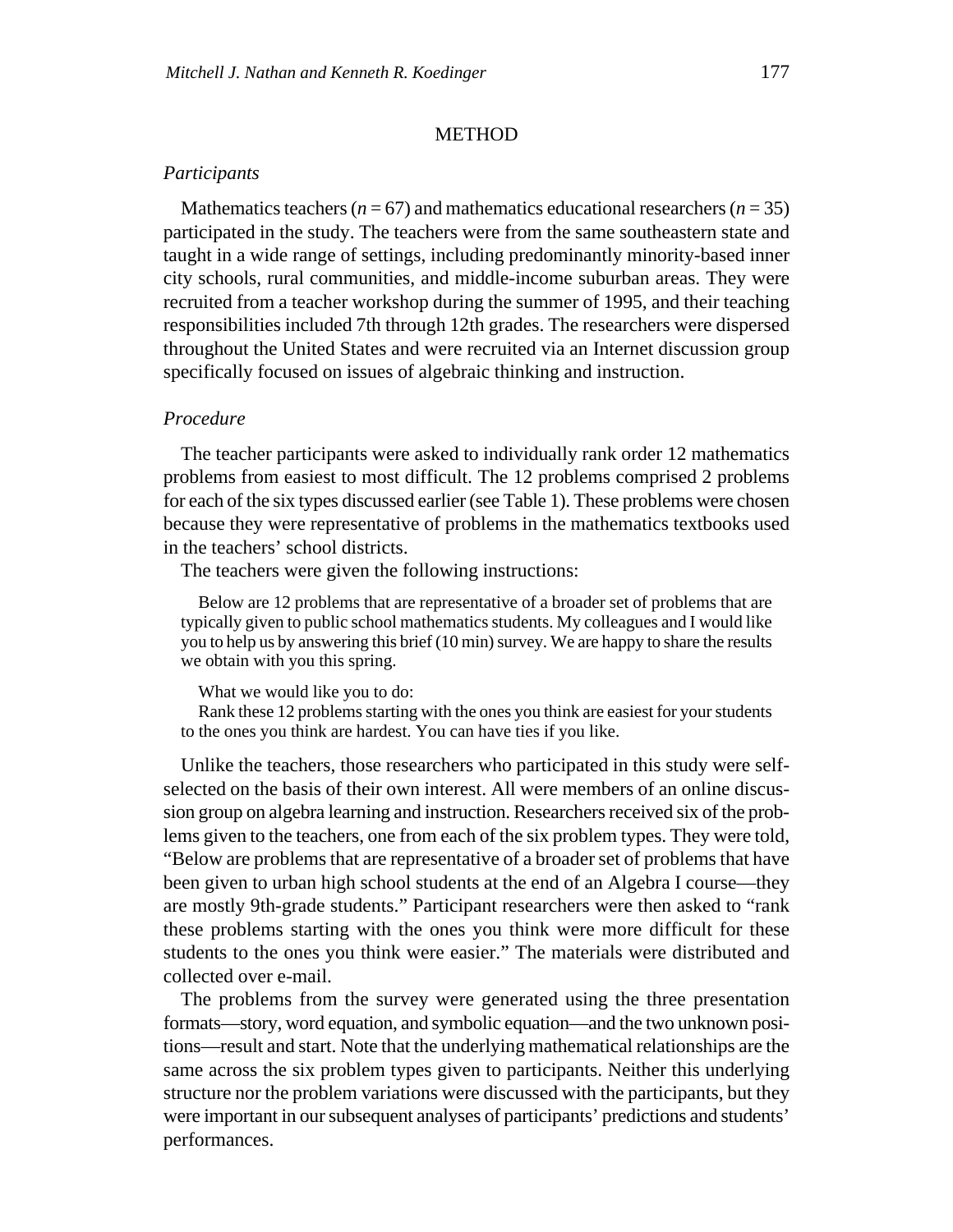## METHOD

### *Participants*

Mathematics teachers ($n = 67$) and mathematics educational researchers ($n = 35$) participated in the study. The teachers were from the same southeastern state and taught in a wide range of settings, including predominantly minority-based inner city schools, rural communities, and middle-income suburban areas. They were recruited from a teacher workshop during the summer of 1995, and their teaching responsibilities included 7th through 12th grades. The researchers were dispersed throughout the United States and were recruited via an Internet discussion group specifically focused on issues of algebraic thinking and instruction.

### *Procedure*

The teacher participants were asked to individually rank order 12 mathematics problems from easiest to most difficult. The 12 problems comprised 2 problems for each of the six types discussed earlier (see Table 1). These problems were chosen because they were representative of problems in the mathematics textbooks used in the teachers' school districts.

The teachers were given the following instructions:

> Below are 12 problems that are representative of a broader set of problems that are typically given to public school mathematics students. My colleagues and I would like you to help us by answering this brief (10 min) survey. We are happy to share the results we obtain with you this spring.
>
> What we would like you to do:
>
> Rank these 12 problems starting with the ones you think are easiest for your students to the ones you think are hardest. You can have ties if you like.

Unlike the teachers, those researchers who participated in this study were self-selected on the basis of their own interest. All were members of an online discussion group on algebra learning and instruction. Researchers received six of the problems given to the teachers, one from each of the six problem types. They were told, "Below are problems that are representative of a broader set of problems that have been given to urban high school students at the end of an Algebra I course—they are mostly 9th-grade students." Participant researchers were then asked to "rank these problems starting with the ones you think were more difficult for these students to the ones you think were easier." The materials were distributed and collected over e-mail.

The problems from the survey were generated using the three presentation formats—story, word equation, and symbolic equation—and the two unknown positions—result and start. Note that the underlying mathematical relationships are the same across the six problem types given to participants. Neither this underlying structure nor the problem variations were discussed with the participants, but they were important in our subsequent analyses of participants' predictions and students' performances.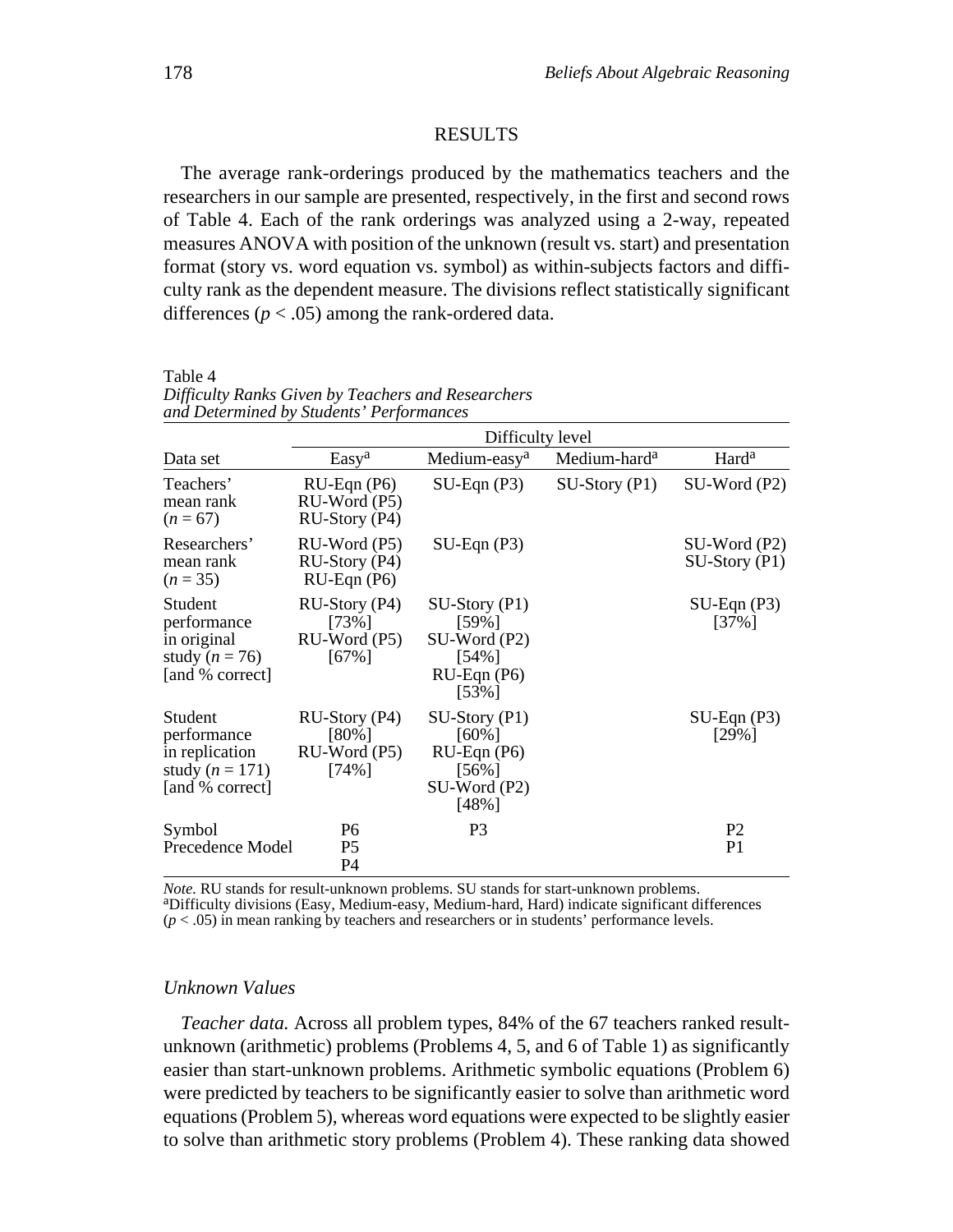## RESULTS

The average rank-orderings produced by the mathematics teachers and the researchers in our sample are presented, respectively, in the first and second rows of Table 4. Each of the rank orderings was analyzed using a 2-way, repeated measures ANOVA with position of the unknown (result vs. start) and presentation format (story vs. word equation vs. symbol) as within-subjects factors and difficulty rank as the dependent measure. The divisions reflect statistically significant differences ($p < .05$) among the rank-ordered data.

Table 4
*Difficulty Ranks Given by Teachers and Researchers and Determined by Students' Performances*

| | Difficulty level | | | |
|---|---|---|---|---|
| Data set | Easy[a] | Medium-easy[a] | Medium-hard[a] | Hard[a] |
| Teachers' mean rank ($n = 67$) | RU-Eqn (P6)<br>RU-Word (P5)<br>RU-Story (P4) | SU-Eqn (P3) | SU-Story (P1) | SU-Word (P2) |
| Researchers' mean rank ($n = 35$) | RU-Word (P5)<br>RU-Story (P4)<br>RU-Eqn (P6) | SU-Eqn (P3) | | SU-Word (P2)<br>SU-Story (P1) |
| Student performance in original study ($n = 76$) [and % correct] | RU-Story (P4) [73%]<br>RU-Word (P5) [67%] | SU-Story (P1) [59%]<br>SU-Word (P2) [54%]<br>RU-Eqn (P6) [53%] | | SU-Eqn (P3) [37%] |
| Student performance in replication study ($n = 171$) [and % correct] | RU-Story (P4) [80%]<br>RU-Word (P5) [74%] | SU-Story (P1) [60%]<br>RU-Eqn (P6) [56%]<br>SU-Word (P2) [48%] | | SU-Eqn (P3) [29%] |
| Symbol Precedence Model | P6<br>P5<br>P4 | P3 | | P2<br>P1 |

*Note.* RU stands for result-unknown problems. SU stands for start-unknown problems.
[a]Difficulty divisions (Easy, Medium-easy, Medium-hard, Hard) indicate significant differences ($p < .05$) in mean ranking by teachers and researchers or in students' performance levels.

### *Unknown Values*

*Teacher data.* Across all problem types, 84% of the 67 teachers ranked result-unknown (arithmetic) problems (Problems 4, 5, and 6 of Table 1) as significantly easier than start-unknown problems. Arithmetic symbolic equations (Problem 6) were predicted by teachers to be significantly easier to solve than arithmetic word equations (Problem 5), whereas word equations were expected to be slightly easier to solve than arithmetic story problems (Problem 4). These ranking data showed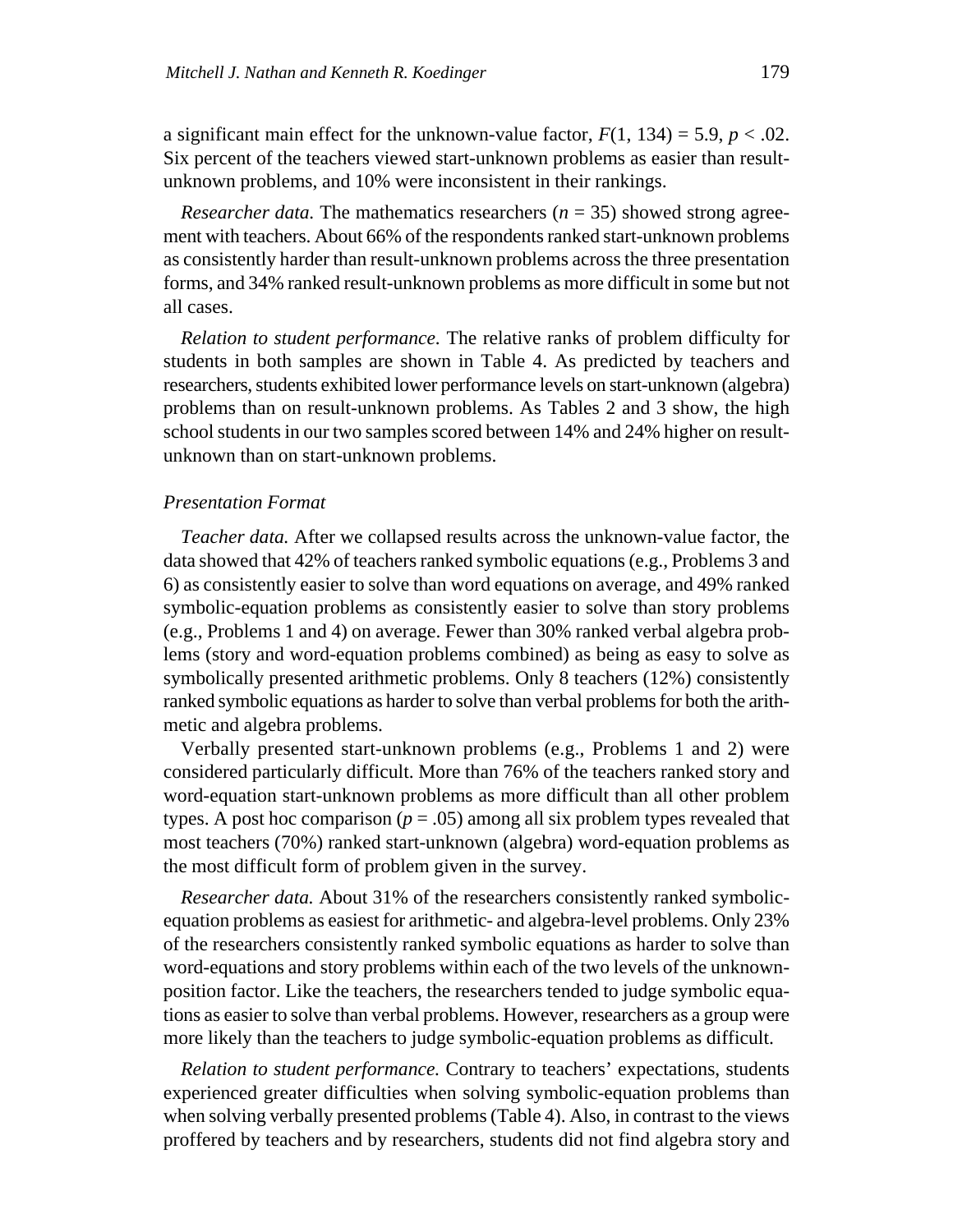a significant main effect for the unknown-value factor, $F(1, 134) = 5.9$, $p < .02$. Six percent of the teachers viewed start-unknown problems as easier than result-unknown problems, and 10% were inconsistent in their rankings.

*Researcher data.* The mathematics researchers ($n = 35$) showed strong agreement with teachers. About 66% of the respondents ranked start-unknown problems as consistently harder than result-unknown problems across the three presentation forms, and 34% ranked result-unknown problems as more difficult in some but not all cases.

*Relation to student performance.* The relative ranks of problem difficulty for students in both samples are shown in Table 4. As predicted by teachers and researchers, students exhibited lower performance levels on start-unknown (algebra) problems than on result-unknown problems. As Tables 2 and 3 show, the high school students in our two samples scored between 14% and 24% higher on result-unknown than on start-unknown problems.

### Presentation Format

*Teacher data.* After we collapsed results across the unknown-value factor, the data showed that 42% of teachers ranked symbolic equations (e.g., Problems 3 and 6) as consistently easier to solve than word equations on average, and 49% ranked symbolic-equation problems as consistently easier to solve than story problems (e.g., Problems 1 and 4) on average. Fewer than 30% ranked verbal algebra problems (story and word-equation problems combined) as being as easy to solve as symbolically presented arithmetic problems. Only 8 teachers (12%) consistently ranked symbolic equations as harder to solve than verbal problems for both the arithmetic and algebra problems.

Verbally presented start-unknown problems (e.g., Problems 1 and 2) were considered particularly difficult. More than 76% of the teachers ranked story and word-equation start-unknown problems as more difficult than all other problem types. A post hoc comparison ($p = .05$) among all six problem types revealed that most teachers (70%) ranked start-unknown (algebra) word-equation problems as the most difficult form of problem given in the survey.

*Researcher data.* About 31% of the researchers consistently ranked symbolic-equation problems as easiest for arithmetic- and algebra-level problems. Only 23% of the researchers consistently ranked symbolic equations as harder to solve than word-equations and story problems within each of the two levels of the unknown-position factor. Like the teachers, the researchers tended to judge symbolic equations as easier to solve than verbal problems. However, researchers as a group were more likely than the teachers to judge symbolic-equation problems as difficult.

*Relation to student performance.* Contrary to teachers' expectations, students experienced greater difficulties when solving symbolic-equation problems than when solving verbally presented problems (Table 4). Also, in contrast to the views proffered by teachers and by researchers, students did not find algebra story and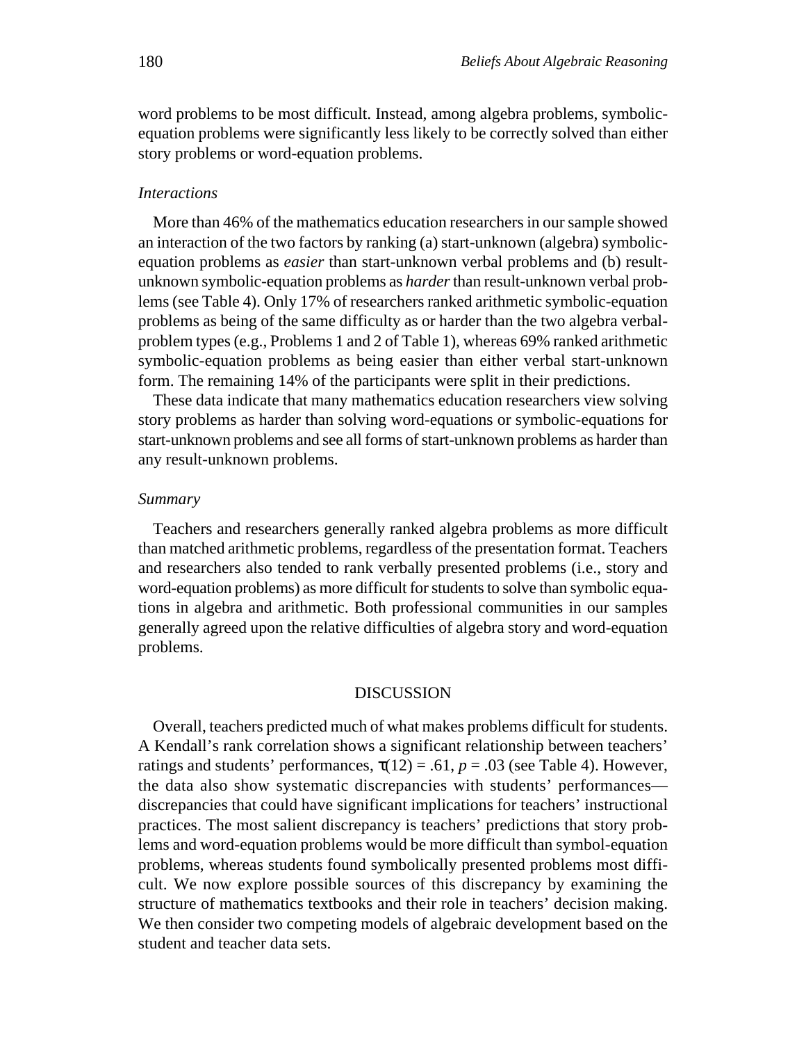word problems to be most difficult. Instead, among algebra problems, symbolic-equation problems were significantly less likely to be correctly solved than either story problems or word-equation problems.

### *Interactions*

More than 46% of the mathematics education researchers in our sample showed an interaction of the two factors by ranking (a) start-unknown (algebra) symbolic-equation problems as *easier* than start-unknown verbal problems and (b) result-unknown symbolic-equation problems as *harder* than result-unknown verbal problems (see Table 4). Only 17% of researchers ranked arithmetic symbolic-equation problems as being of the same difficulty as or harder than the two algebra verbal-problem types (e.g., Problems 1 and 2 of Table 1), whereas 69% ranked arithmetic symbolic-equation problems as being easier than either verbal start-unknown form. The remaining 14% of the participants were split in their predictions.

These data indicate that many mathematics education researchers view solving story problems as harder than solving word-equations or symbolic-equations for start-unknown problems and see all forms of start-unknown problems as harder than any result-unknown problems.

### *Summary*

Teachers and researchers generally ranked algebra problems as more difficult than matched arithmetic problems, regardless of the presentation format. Teachers and researchers also tended to rank verbally presented problems (i.e., story and word-equation problems) as more difficult for students to solve than symbolic equations in algebra and arithmetic. Both professional communities in our samples generally agreed upon the relative difficulties of algebra story and word-equation problems.

## DISCUSSION

Overall, teachers predicted much of what makes problems difficult for students. A Kendall's rank correlation shows a significant relationship between teachers' ratings and students' performances, $\tau(12) = .61$, $p = .03$ (see Table 4). However, the data also show systematic discrepancies with students' performances—discrepancies that could have significant implications for teachers' instructional practices. The most salient discrepancy is teachers' predictions that story problems and word-equation problems would be more difficult than symbol-equation problems, whereas students found symbolically presented problems most difficult. We now explore possible sources of this discrepancy by examining the structure of mathematics textbooks and their role in teachers' decision making. We then consider two competing models of algebraic development based on the student and teacher data sets.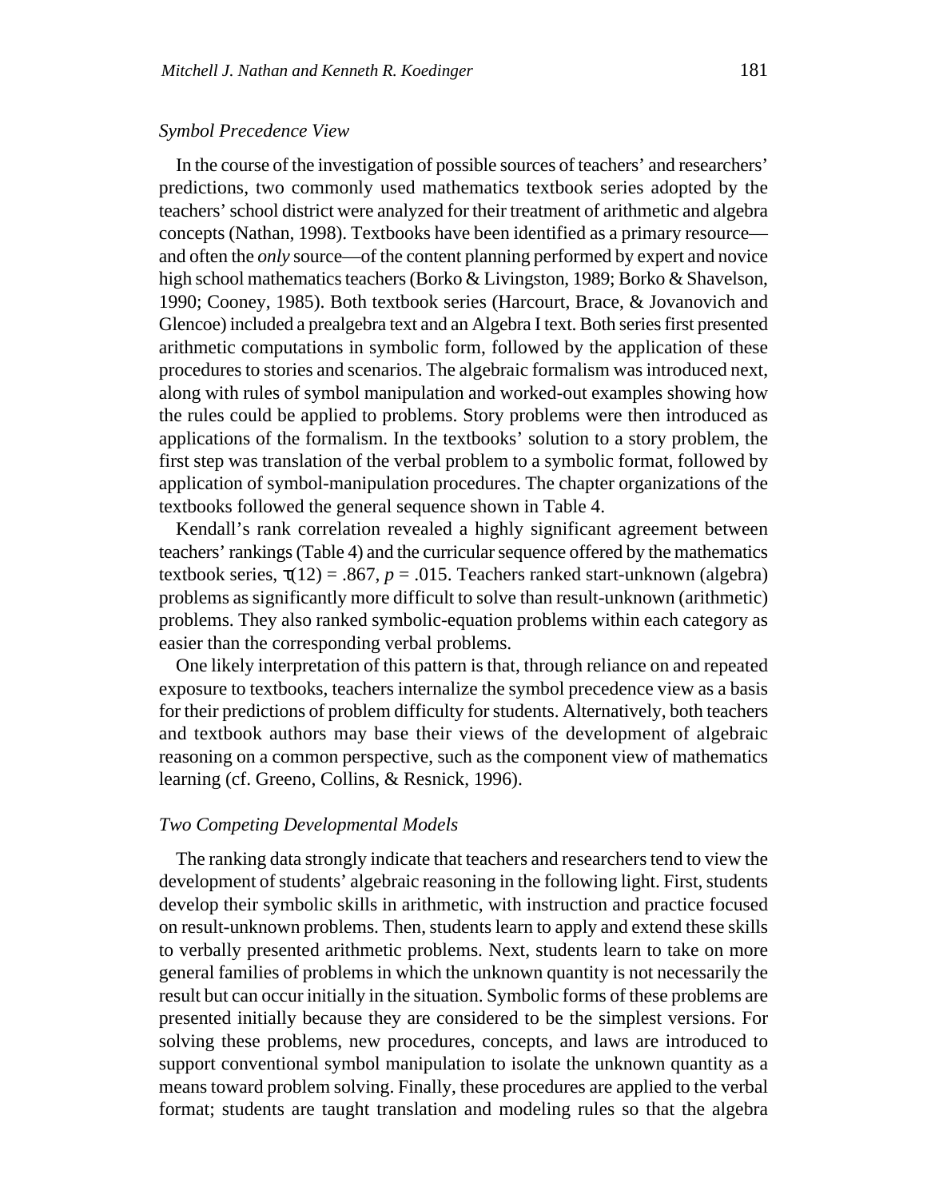### *Symbol Precedence View*

In the course of the investigation of possible sources of teachers' and researchers' predictions, two commonly used mathematics textbook series adopted by the teachers' school district were analyzed for their treatment of arithmetic and algebra concepts (Nathan, 1998). Textbooks have been identified as a primary resource—and often the *only* source—of the content planning performed by expert and novice high school mathematics teachers (Borko & Livingston, 1989; Borko & Shavelson, 1990; Cooney, 1985). Both textbook series (Harcourt, Brace, & Jovanovich and Glencoe) included a prealgebra text and an Algebra I text. Both series first presented arithmetic computations in symbolic form, followed by the application of these procedures to stories and scenarios. The algebraic formalism was introduced next, along with rules of symbol manipulation and worked-out examples showing how the rules could be applied to problems. Story problems were then introduced as applications of the formalism. In the textbooks' solution to a story problem, the first step was translation of the verbal problem to a symbolic format, followed by application of symbol-manipulation procedures. The chapter organizations of the textbooks followed the general sequence shown in Table 4.

Kendall's rank correlation revealed a highly significant agreement between teachers' rankings (Table 4) and the curricular sequence offered by the mathematics textbook series, $\tau(12) = .867$, $p = .015$. Teachers ranked start-unknown (algebra) problems as significantly more difficult to solve than result-unknown (arithmetic) problems. They also ranked symbolic-equation problems within each category as easier than the corresponding verbal problems.

One likely interpretation of this pattern is that, through reliance on and repeated exposure to textbooks, teachers internalize the symbol precedence view as a basis for their predictions of problem difficulty for students. Alternatively, both teachers and textbook authors may base their views of the development of algebraic reasoning on a common perspective, such as the component view of mathematics learning (cf. Greeno, Collins, & Resnick, 1996).

### *Two Competing Developmental Models*

The ranking data strongly indicate that teachers and researchers tend to view the development of students' algebraic reasoning in the following light. First, students develop their symbolic skills in arithmetic, with instruction and practice focused on result-unknown problems. Then, students learn to apply and extend these skills to verbally presented arithmetic problems. Next, students learn to take on more general families of problems in which the unknown quantity is not necessarily the result but can occur initially in the situation. Symbolic forms of these problems are presented initially because they are considered to be the simplest versions. For solving these problems, new procedures, concepts, and laws are introduced to support conventional symbol manipulation to isolate the unknown quantity as a means toward problem solving. Finally, these procedures are applied to the verbal format; students are taught translation and modeling rules so that the algebra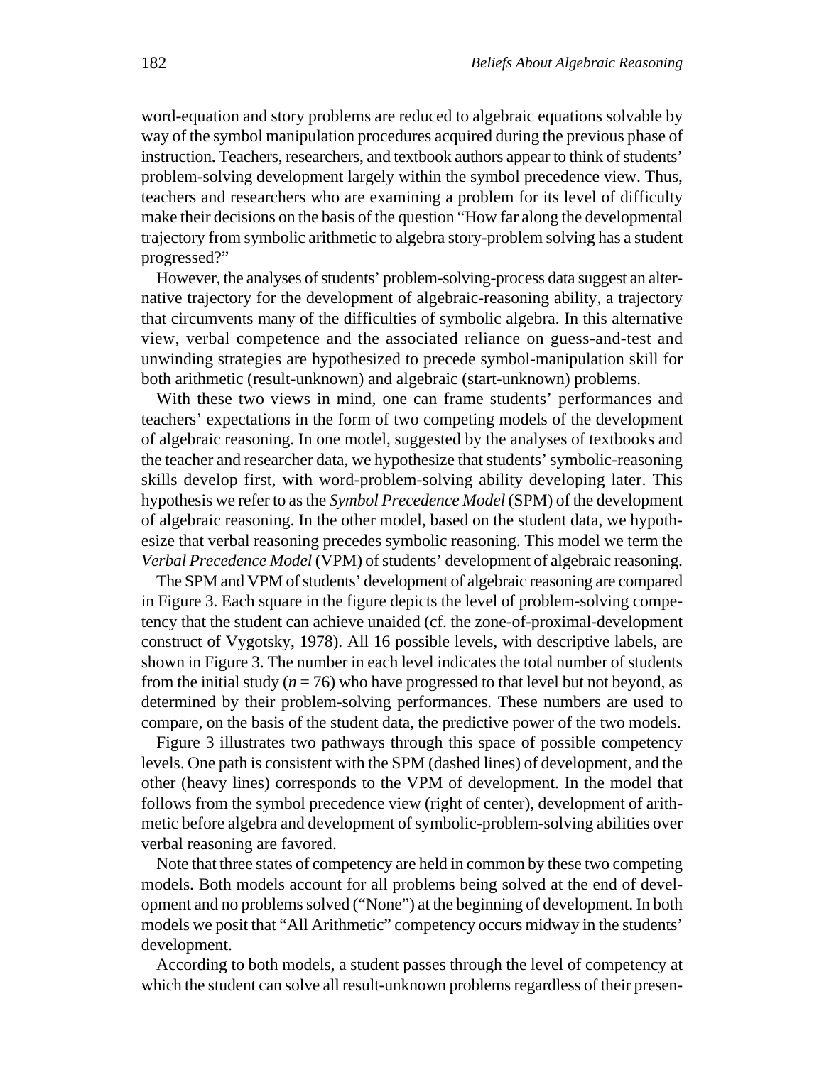word-equation and story problems are reduced to algebraic equations solvable by way of the symbol manipulation procedures acquired during the previous phase of instruction. Teachers, researchers, and textbook authors appear to think of students' problem-solving development largely within the symbol precedence view. Thus, teachers and researchers who are examining a problem for its level of difficulty make their decisions on the basis of the question "How far along the developmental trajectory from symbolic arithmetic to algebra story-problem solving has a student progressed?"

However, the analyses of students' problem-solving-process data suggest an alternative trajectory for the development of algebraic-reasoning ability, a trajectory that circumvents many of the difficulties of symbolic algebra. In this alternative view, verbal competence and the associated reliance on guess-and-test and unwinding strategies are hypothesized to precede symbol-manipulation skill for both arithmetic (result-unknown) and algebraic (start-unknown) problems.

With these two views in mind, one can frame students' performances and teachers' expectations in the form of two competing models of the development of algebraic reasoning. In one model, suggested by the analyses of textbooks and the teacher and researcher data, we hypothesize that students' symbolic-reasoning skills develop first, with word-problem-solving ability developing later. This hypothesis we refer to as the *Symbol Precedence Model* (SPM) of the development of algebraic reasoning. In the other model, based on the student data, we hypothesize that verbal reasoning precedes symbolic reasoning. This model we term the *Verbal Precedence Model* (VPM) of students' development of algebraic reasoning.

The SPM and VPM of students' development of algebraic reasoning are compared in Figure 3. Each square in the figure depicts the level of problem-solving competency that the student can achieve unaided (cf. the zone-of-proximal-development construct of Vygotsky, 1978). All 16 possible levels, with descriptive labels, are shown in Figure 3. The number in each level indicates the total number of students from the initial study ($n = 76$) who have progressed to that level but not beyond, as determined by their problem-solving performances. These numbers are used to compare, on the basis of the student data, the predictive power of the two models.

Figure 3 illustrates two pathways through this space of possible competency levels. One path is consistent with the SPM (dashed lines) of development, and the other (heavy lines) corresponds to the VPM of development. In the model that follows from the symbol precedence view (right of center), development of arithmetic before algebra and development of symbolic-problem-solving abilities over verbal reasoning are favored.

Note that three states of competency are held in common by these two competing models. Both models account for all problems being solved at the end of development and no problems solved ("None") at the beginning of development. In both models we posit that "All Arithmetic" competency occurs midway in the students' development.

According to both models, a student passes through the level of competency at which the student can solve all result-unknown problems regardless of their presen-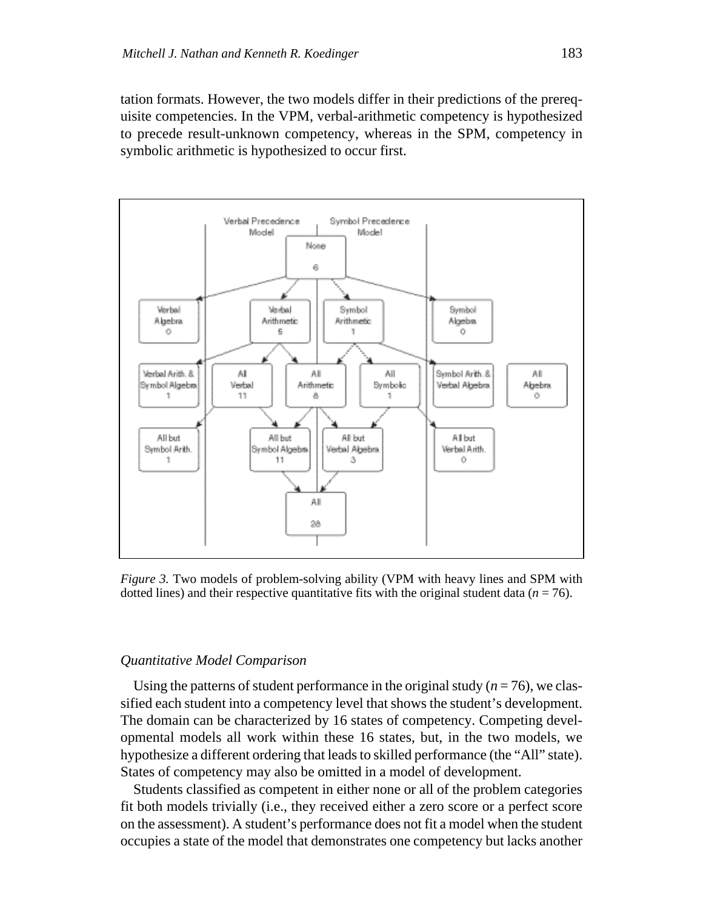tation formats. However, the two models differ in their predictions of the prerequisite competencies. In the VPM, verbal-arithmetic competency is hypothesized to precede result-unknown competency, whereas in the SPM, competency in symbolic arithmetic is hypothesized to occur first.

*Figure 3.* Two models of problem-solving ability (VPM with heavy lines and SPM with dotted lines) and their respective quantitative fits with the original student data ($n = 76$).

### *Quantitative Model Comparison*

Using the patterns of student performance in the original study ($n = 76$), we classified each student into a competency level that shows the student's development. The domain can be characterized by 16 states of competency. Competing developmental models all work within these 16 states, but, in the two models, we hypothesize a different ordering that leads to skilled performance (the "All" state). States of competency may also be omitted in a model of development.

Students classified as competent in either none or all of the problem categories fit both models trivially (i.e., they received either a zero score or a perfect score on the assessment). A student's performance does not fit a model when the student occupies a state of the model that demonstrates one competency but lacks another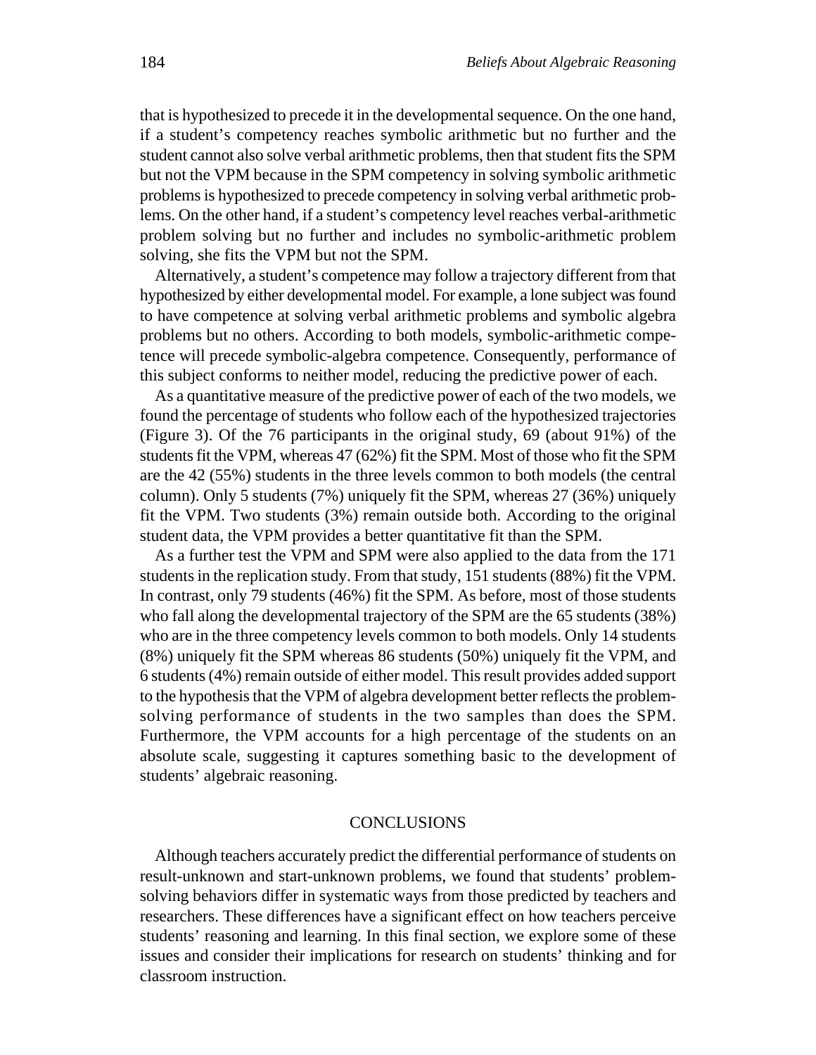that is hypothesized to precede it in the developmental sequence. On the one hand, if a student's competency reaches symbolic arithmetic but no further and the student cannot also solve verbal arithmetic problems, then that student fits the SPM but not the VPM because in the SPM competency in solving symbolic arithmetic problems is hypothesized to precede competency in solving verbal arithmetic problems. On the other hand, if a student's competency level reaches verbal-arithmetic problem solving but no further and includes no symbolic-arithmetic problem solving, she fits the VPM but not the SPM.

Alternatively, a student's competence may follow a trajectory different from that hypothesized by either developmental model. For example, a lone subject was found to have competence at solving verbal arithmetic problems and symbolic algebra problems but no others. According to both models, symbolic-arithmetic competence will precede symbolic-algebra competence. Consequently, performance of this subject conforms to neither model, reducing the predictive power of each.

As a quantitative measure of the predictive power of each of the two models, we found the percentage of students who follow each of the hypothesized trajectories (Figure 3). Of the 76 participants in the original study, 69 (about 91%) of the students fit the VPM, whereas 47 (62%) fit the SPM. Most of those who fit the SPM are the 42 (55%) students in the three levels common to both models (the central column). Only 5 students (7%) uniquely fit the SPM, whereas 27 (36%) uniquely fit the VPM. Two students (3%) remain outside both. According to the original student data, the VPM provides a better quantitative fit than the SPM.

As a further test the VPM and SPM were also applied to the data from the 171 students in the replication study. From that study, 151 students (88%) fit the VPM. In contrast, only 79 students (46%) fit the SPM. As before, most of those students who fall along the developmental trajectory of the SPM are the 65 students (38%) who are in the three competency levels common to both models. Only 14 students (8%) uniquely fit the SPM whereas 86 students (50%) uniquely fit the VPM, and 6 students (4%) remain outside of either model. This result provides added support to the hypothesis that the VPM of algebra development better reflects the problem-solving performance of students in the two samples than does the SPM. Furthermore, the VPM accounts for a high percentage of the students on an absolute scale, suggesting it captures something basic to the development of students' algebraic reasoning.

## CONCLUSIONS

Although teachers accurately predict the differential performance of students on result-unknown and start-unknown problems, we found that students' problem-solving behaviors differ in systematic ways from those predicted by teachers and researchers. These differences have a significant effect on how teachers perceive students' reasoning and learning. In this final section, we explore some of these issues and consider their implications for research on students' thinking and for classroom instruction.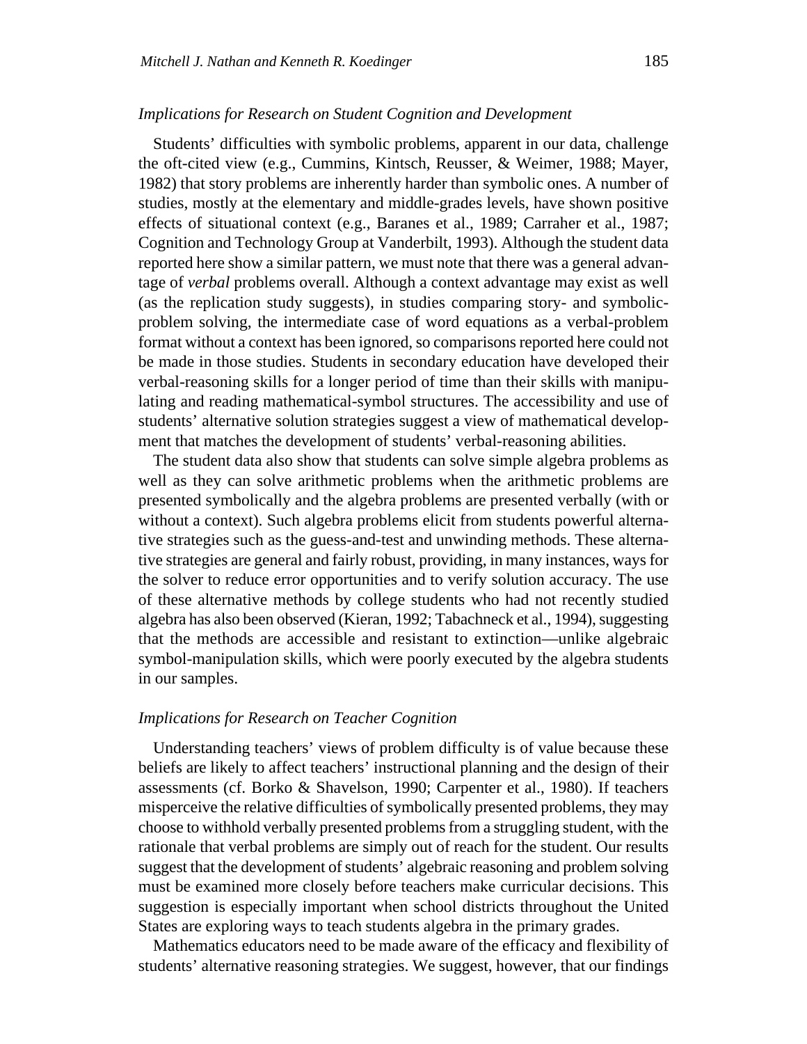### *Implications for Research on Student Cognition and Development*

Students' difficulties with symbolic problems, apparent in our data, challenge the oft-cited view (e.g., Cummins, Kintsch, Reusser, & Weimer, 1988; Mayer, 1982) that story problems are inherently harder than symbolic ones. A number of studies, mostly at the elementary and middle-grades levels, have shown positive effects of situational context (e.g., Baranes et al., 1989; Carraher et al., 1987; Cognition and Technology Group at Vanderbilt, 1993). Although the student data reported here show a similar pattern, we must note that there was a general advantage of *verbal* problems overall. Although a context advantage may exist as well (as the replication study suggests), in studies comparing story- and symbolic-problem solving, the intermediate case of word equations as a verbal-problem format without a context has been ignored, so comparisons reported here could not be made in those studies. Students in secondary education have developed their verbal-reasoning skills for a longer period of time than their skills with manipulating and reading mathematical-symbol structures. The accessibility and use of students' alternative solution strategies suggest a view of mathematical development that matches the development of students' verbal-reasoning abilities.

The student data also show that students can solve simple algebra problems as well as they can solve arithmetic problems when the arithmetic problems are presented symbolically and the algebra problems are presented verbally (with or without a context). Such algebra problems elicit from students powerful alternative strategies such as the guess-and-test and unwinding methods. These alternative strategies are general and fairly robust, providing, in many instances, ways for the solver to reduce error opportunities and to verify solution accuracy. The use of these alternative methods by college students who had not recently studied algebra has also been observed (Kieran, 1992; Tabachneck et al., 1994), suggesting that the methods are accessible and resistant to extinction—unlike algebraic symbol-manipulation skills, which were poorly executed by the algebra students in our samples.

### *Implications for Research on Teacher Cognition*

Understanding teachers' views of problem difficulty is of value because these beliefs are likely to affect teachers' instructional planning and the design of their assessments (cf. Borko & Shavelson, 1990; Carpenter et al., 1980). If teachers misperceive the relative difficulties of symbolically presented problems, they may choose to withhold verbally presented problems from a struggling student, with the rationale that verbal problems are simply out of reach for the student. Our results suggest that the development of students' algebraic reasoning and problem solving must be examined more closely before teachers make curricular decisions. This suggestion is especially important when school districts throughout the United States are exploring ways to teach students algebra in the primary grades.

Mathematics educators need to be made aware of the efficacy and flexibility of students' alternative reasoning strategies. We suggest, however, that our findings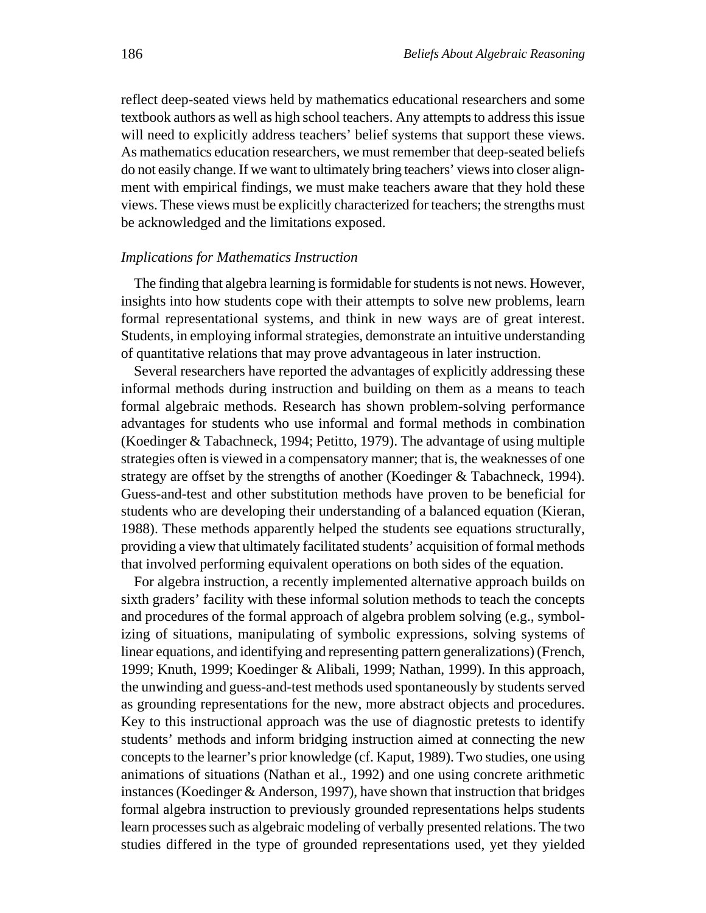reflect deep-seated views held by mathematics educational researchers and some textbook authors as well as high school teachers. Any attempts to address this issue will need to explicitly address teachers' belief systems that support these views. As mathematics education researchers, we must remember that deep-seated beliefs do not easily change. If we want to ultimately bring teachers' views into closer alignment with empirical findings, we must make teachers aware that they hold these views. These views must be explicitly characterized for teachers; the strengths must be acknowledged and the limitations exposed.

### *Implications for Mathematics Instruction*

The finding that algebra learning is formidable for students is not news. However, insights into how students cope with their attempts to solve new problems, learn formal representational systems, and think in new ways are of great interest. Students, in employing informal strategies, demonstrate an intuitive understanding of quantitative relations that may prove advantageous in later instruction.

Several researchers have reported the advantages of explicitly addressing these informal methods during instruction and building on them as a means to teach formal algebraic methods. Research has shown problem-solving performance advantages for students who use informal and formal methods in combination (Koedinger & Tabachneck, 1994; Petitto, 1979). The advantage of using multiple strategies often is viewed in a compensatory manner; that is, the weaknesses of one strategy are offset by the strengths of another (Koedinger & Tabachneck, 1994). Guess-and-test and other substitution methods have proven to be beneficial for students who are developing their understanding of a balanced equation (Kieran, 1988). These methods apparently helped the students see equations structurally, providing a view that ultimately facilitated students' acquisition of formal methods that involved performing equivalent operations on both sides of the equation.

For algebra instruction, a recently implemented alternative approach builds on sixth graders' facility with these informal solution methods to teach the concepts and procedures of the formal approach of algebra problem solving (e.g., symbolizing of situations, manipulating of symbolic expressions, solving systems of linear equations, and identifying and representing pattern generalizations) (French, 1999; Knuth, 1999; Koedinger & Alibali, 1999; Nathan, 1999). In this approach, the unwinding and guess-and-test methods used spontaneously by students served as grounding representations for the new, more abstract objects and procedures. Key to this instructional approach was the use of diagnostic pretests to identify students' methods and inform bridging instruction aimed at connecting the new concepts to the learner's prior knowledge (cf. Kaput, 1989). Two studies, one using animations of situations (Nathan et al., 1992) and one using concrete arithmetic instances (Koedinger & Anderson, 1997), have shown that instruction that bridges formal algebra instruction to previously grounded representations helps students learn processes such as algebraic modeling of verbally presented relations. The two studies differed in the type of grounded representations used, yet they yielded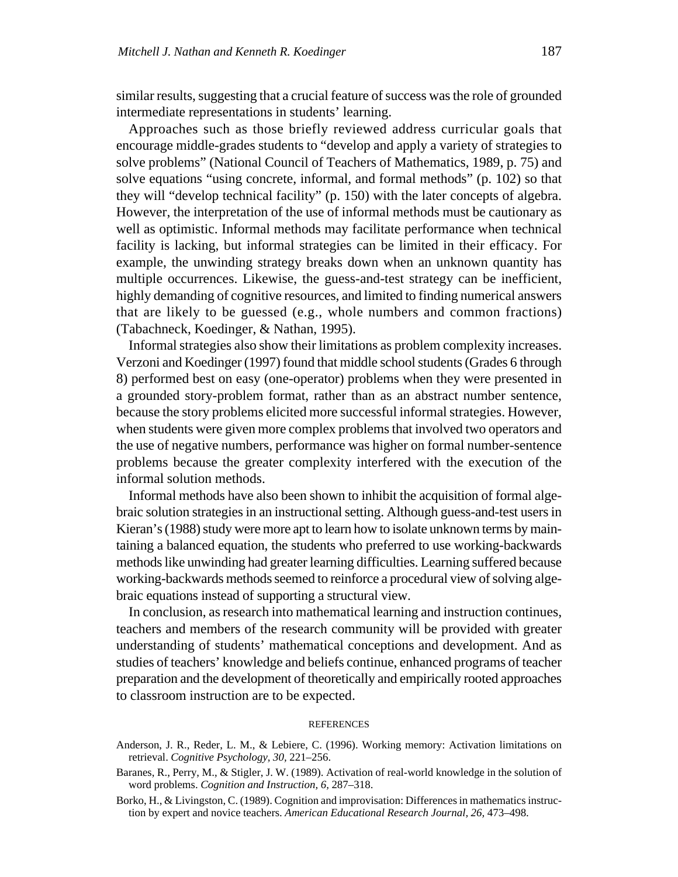similar results, suggesting that a crucial feature of success was the role of grounded intermediate representations in students' learning.

Approaches such as those briefly reviewed address curricular goals that encourage middle-grades students to "develop and apply a variety of strategies to solve problems" (National Council of Teachers of Mathematics, 1989, p. 75) and solve equations "using concrete, informal, and formal methods" (p. 102) so that they will "develop technical facility" (p. 150) with the later concepts of algebra. However, the interpretation of the use of informal methods must be cautionary as well as optimistic. Informal methods may facilitate performance when technical facility is lacking, but informal strategies can be limited in their efficacy. For example, the unwinding strategy breaks down when an unknown quantity has multiple occurrences. Likewise, the guess-and-test strategy can be inefficient, highly demanding of cognitive resources, and limited to finding numerical answers that are likely to be guessed (e.g., whole numbers and common fractions) (Tabachneck, Koedinger, & Nathan, 1995).

Informal strategies also show their limitations as problem complexity increases. Verzoni and Koedinger (1997) found that middle school students (Grades 6 through 8) performed best on easy (one-operator) problems when they were presented in a grounded story-problem format, rather than as an abstract number sentence, because the story problems elicited more successful informal strategies. However, when students were given more complex problems that involved two operators and the use of negative numbers, performance was higher on formal number-sentence problems because the greater complexity interfered with the execution of the informal solution methods.

Informal methods have also been shown to inhibit the acquisition of formal algebraic solution strategies in an instructional setting. Although guess-and-test users in Kieran's (1988) study were more apt to learn how to isolate unknown terms by maintaining a balanced equation, the students who preferred to use working-backwards methods like unwinding had greater learning difficulties. Learning suffered because working-backwards methods seemed to reinforce a procedural view of solving algebraic equations instead of supporting a structural view.

In conclusion, as research into mathematical learning and instruction continues, teachers and members of the research community will be provided with greater understanding of students' mathematical conceptions and development. And as studies of teachers' knowledge and beliefs continue, enhanced programs of teacher preparation and the development of theoretically and empirically rooted approaches to classroom instruction are to be expected.

## REFERENCES

Anderson, J. R., Reder, L. M., & Lebiere, C. (1996). Working memory: Activation limitations on retrieval. *Cognitive Psychology, 30,* 221–256.

Baranes, R., Perry, M., & Stigler, J. W. (1989). Activation of real-world knowledge in the solution of word problems. *Cognition and Instruction, 6,* 287–318.

Borko, H., & Livingston, C. (1989). Cognition and improvisation: Differences in mathematics instruction by expert and novice teachers. *American Educational Research Journal, 26,* 473–498.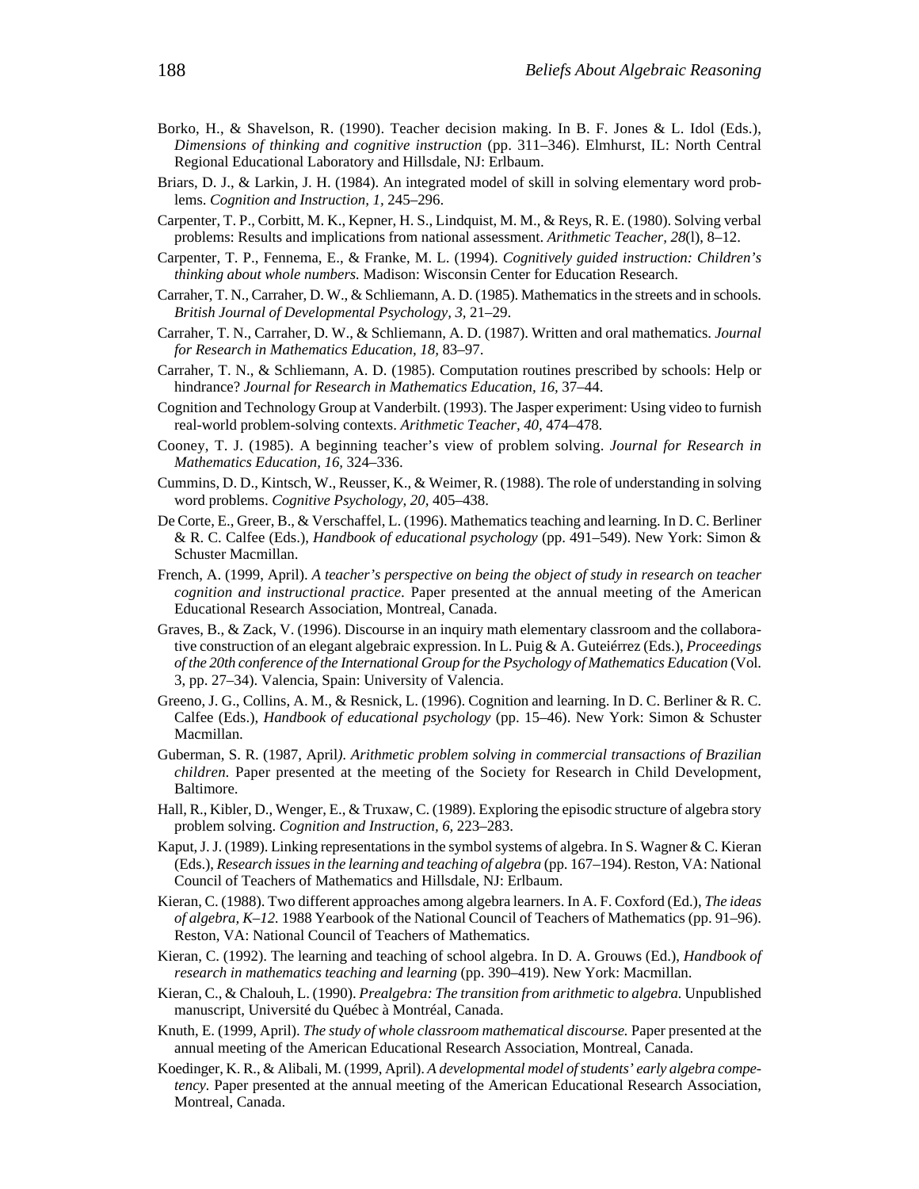Borko, H., & Shavelson, R. (1990). Teacher decision making. In B. F. Jones & L. Idol (Eds.), *Dimensions of thinking and cognitive instruction* (pp. 311–346). Elmhurst, IL: North Central Regional Educational Laboratory and Hillsdale, NJ: Erlbaum.

Briars, D. J., & Larkin, J. H. (1984). An integrated model of skill in solving elementary word problems. *Cognition and Instruction, 1,* 245–296.

Carpenter, T. P., Corbitt, M. K., Kepner, H. S., Lindquist, M. M., & Reys, R. E. (1980). Solving verbal problems: Results and implications from national assessment. *Arithmetic Teacher, 28*(l), 8–12.

Carpenter, T. P., Fennema, E., & Franke, M. L. (1994). *Cognitively guided instruction: Children's thinking about whole numbers.* Madison: Wisconsin Center for Education Research.

Carraher, T. N., Carraher, D. W., & Schliemann, A. D. (1985). Mathematics in the streets and in schools. *British Journal of Developmental Psychology, 3,* 21–29.

Carraher, T. N., Carraher, D. W., & Schliemann, A. D. (1987). Written and oral mathematics. *Journal for Research in Mathematics Education, 18,* 83–97.

Carraher, T. N., & Schliemann, A. D. (1985). Computation routines prescribed by schools: Help or hindrance? *Journal for Research in Mathematics Education, 16,* 37–44.

Cognition and Technology Group at Vanderbilt. (1993). The Jasper experiment: Using video to furnish real-world problem-solving contexts. *Arithmetic Teacher, 40,* 474–478.

Cooney, T. J. (1985). A beginning teacher's view of problem solving. *Journal for Research in Mathematics Education, 16,* 324–336.

Cummins, D. D., Kintsch, W., Reusser, K., & Weimer, R. (1988). The role of understanding in solving word problems. *Cognitive Psychology, 20,* 405–438.

De Corte, E., Greer, B., & Verschaffel, L. (1996). Mathematics teaching and learning. In D. C. Berliner & R. C. Calfee (Eds.), *Handbook of educational psychology* (pp. 491–549). New York: Simon & Schuster Macmillan.

French, A. (1999, April). *A teacher's perspective on being the object of study in research on teacher cognition and instructional practice.* Paper presented at the annual meeting of the American Educational Research Association, Montreal, Canada.

Graves, B., & Zack, V. (1996). Discourse in an inquiry math elementary classroom and the collaborative construction of an elegant algebraic expression. In L. Puig & A. Guteiérrez (Eds.), *Proceedings of the 20th conference of the International Group for the Psychology of Mathematics Education* (Vol. 3, pp. 27–34). Valencia, Spain: University of Valencia.

Greeno, J. G., Collins, A. M., & Resnick, L. (1996). Cognition and learning. In D. C. Berliner & R. C. Calfee (Eds.), *Handbook of educational psychology* (pp. 15–46). New York: Simon & Schuster Macmillan.

Guberman, S. R. (1987, April*). Arithmetic problem solving in commercial transactions of Brazilian children.* Paper presented at the meeting of the Society for Research in Child Development, Baltimore.

Hall, R., Kibler, D., Wenger, E., & Truxaw, C. (1989). Exploring the episodic structure of algebra story problem solving. *Cognition and Instruction, 6,* 223–283.

Kaput, J. J. (1989). Linking representations in the symbol systems of algebra. In S. Wagner & C. Kieran (Eds.), *Research issues in the learning and teaching of algebra* (pp. 167–194). Reston, VA: National Council of Teachers of Mathematics and Hillsdale, NJ: Erlbaum.

Kieran, C. (1988). Two different approaches among algebra learners. In A. F. Coxford (Ed.), *The ideas of algebra, K–12.* 1988 Yearbook of the National Council of Teachers of Mathematics (pp. 91–96). Reston, VA: National Council of Teachers of Mathematics.

Kieran, C. (1992). The learning and teaching of school algebra. In D. A. Grouws (Ed.), *Handbook of research in mathematics teaching and learning* (pp. 390–419). New York: Macmillan.

Kieran, C., & Chalouh, L. (1990). *Prealgebra: The transition from arithmetic to algebra.* Unpublished manuscript, Université du Québec à Montréal, Canada.

Knuth, E. (1999, April). *The study of whole classroom mathematical discourse.* Paper presented at the annual meeting of the American Educational Research Association, Montreal, Canada.

Koedinger, K. R., & Alibali, M. (1999, April). *A developmental model of students' early algebra competency.* Paper presented at the annual meeting of the American Educational Research Association, Montreal, Canada.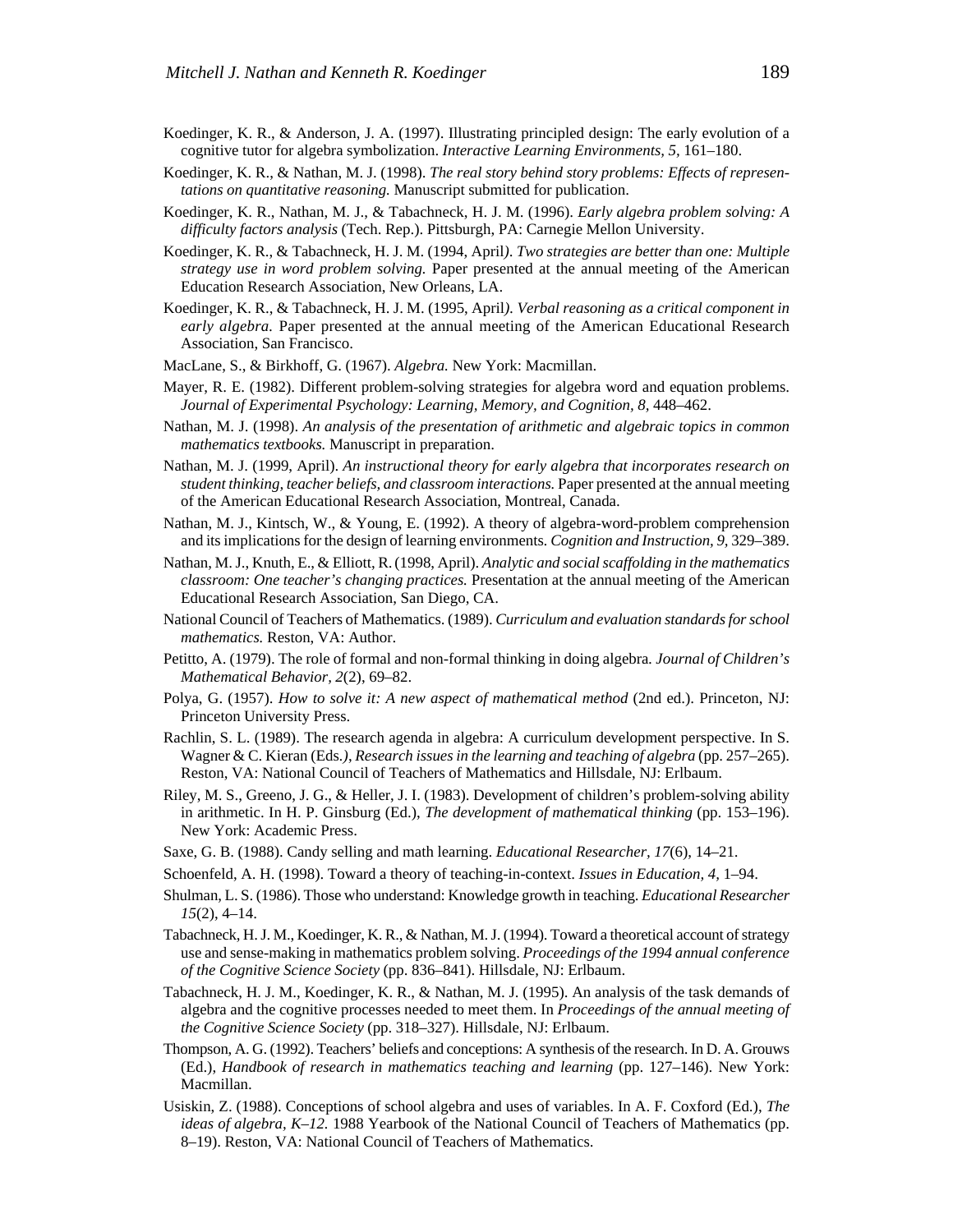Koedinger, K. R., & Anderson, J. A. (1997). Illustrating principled design: The early evolution of a cognitive tutor for algebra symbolization. *Interactive Learning Environments, 5,* 161–180.

Koedinger, K. R., & Nathan, M. J. (1998). *The real story behind story problems: Effects of representations on quantitative reasoning.* Manuscript submitted for publication.

Koedinger, K. R., Nathan, M. J., & Tabachneck, H. J. M. (1996). *Early algebra problem solving: A difficulty factors analysis* (Tech. Rep.). Pittsburgh, PA: Carnegie Mellon University.

Koedinger, K. R., & Tabachneck, H. J. M. (1994, April*). Two strategies are better than one: Multiple strategy use in word problem solving.* Paper presented at the annual meeting of the American Education Research Association, New Orleans, LA.

Koedinger, K. R., & Tabachneck, H. J. M. (1995, April*). Verbal reasoning as a critical component in early algebra.* Paper presented at the annual meeting of the American Educational Research Association, San Francisco.

MacLane, S., & Birkhoff, G. (1967). *Algebra.* New York: Macmillan.

Mayer, R. E. (1982). Different problem-solving strategies for algebra word and equation problems. *Journal of Experimental Psychology: Learning, Memory, and Cognition, 8,* 448–462.

Nathan, M. J. (1998). *An analysis of the presentation of arithmetic and algebraic topics in common mathematics textbooks.* Manuscript in preparation.

Nathan, M. J. (1999, April). *An instructional theory for early algebra that incorporates research on student thinking, teacher beliefs, and classroom interactions.* Paper presented at the annual meeting of the American Educational Research Association, Montreal, Canada.

Nathan, M. J., Kintsch, W., & Young, E. (1992). A theory of algebra-word-problem comprehension and its implications for the design of learning environments. *Cognition and Instruction, 9,* 329–389.

Nathan, M. J., Knuth, E., & Elliott, R. (1998, April). *Analytic and social scaffolding in the mathematics classroom: One teacher's changing practices.* Presentation at the annual meeting of the American Educational Research Association, San Diego, CA.

National Council of Teachers of Mathematics. (1989). *Curriculum and evaluation standards for school mathematics.* Reston, VA: Author.

Petitto, A. (1979). The role of formal and non-formal thinking in doing algebra*. Journal of Children's Mathematical Behavior, 2*(2), 69–82.

Polya, G. (1957). *How to solve it: A new aspect of mathematical method* (2nd ed.). Princeton, NJ: Princeton University Press.

Rachlin, S. L. (1989). The research agenda in algebra: A curriculum development perspective. In S. Wagner & C. Kieran (Eds*.)*, *Research issues in the learning and teaching of algebra* (pp. 257–265). Reston, VA: National Council of Teachers of Mathematics and Hillsdale, NJ: Erlbaum.

Riley, M. S., Greeno, J. G., & Heller, J. I. (1983). Development of children's problem-solving ability in arithmetic. In H. P. Ginsburg (Ed.), *The development of mathematical thinking* (pp. 153–196). New York: Academic Press.

Saxe, G. B. (1988). Candy selling and math learning. *Educational Researcher, 17*(6), 14–21.

Schoenfeld, A. H. (1998). Toward a theory of teaching-in-context. *Issues in Education, 4,* 1–94.

Shulman, L. S. (1986). Those who understand: Knowledge growth in teaching. *Educational Researcher 15*(2), 4–14.

Tabachneck, H. J. M., Koedinger, K. R., & Nathan, M. J. (1994). Toward a theoretical account of strategy use and sense-making in mathematics problem solving. *Proceedings of the 1994 annual conference of the Cognitive Science Society* (pp. 836–841). Hillsdale, NJ: Erlbaum.

Tabachneck, H. J. M., Koedinger, K. R., & Nathan, M. J. (1995). An analysis of the task demands of algebra and the cognitive processes needed to meet them. In *Proceedings of the annual meeting of the Cognitive Science Society* (pp. 318–327). Hillsdale, NJ: Erlbaum.

Thompson, A. G. (1992). Teachers' beliefs and conceptions: A synthesis of the research. In D. A. Grouws (Ed.), *Handbook of research in mathematics teaching and learning* (pp. 127–146). New York: Macmillan.

Usiskin, Z. (1988). Conceptions of school algebra and uses of variables. In A. F. Coxford (Ed.), *The ideas of algebra, K–12.* 1988 Yearbook of the National Council of Teachers of Mathematics (pp. 8–19). Reston, VA: National Council of Teachers of Mathematics.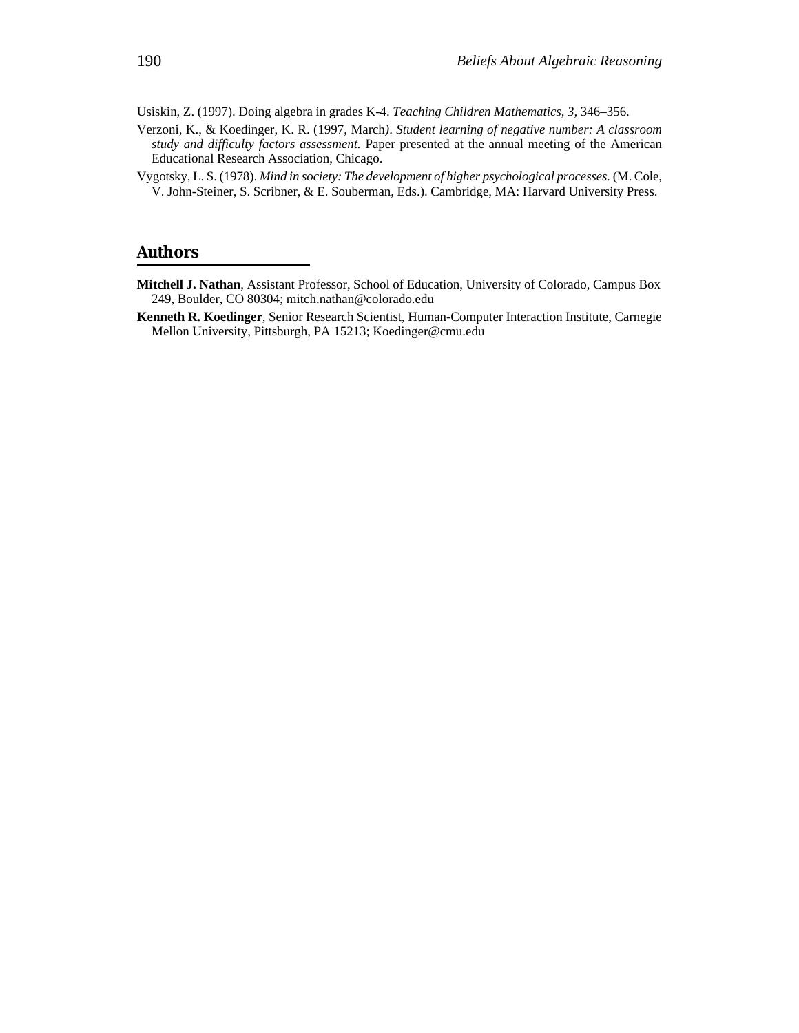Usiskin, Z. (1997). Doing algebra in grades K-4. *Teaching Children Mathematics, 3*, 346–356.

Verzoni, K., & Koedinger, K. R. (1997, March). *Student learning of negative number: A classroom study and difficulty factors assessment.* Paper presented at the annual meeting of the American Educational Research Association, Chicago.

Vygotsky, L. S. (1978). *Mind in society: The development of higher psychological processes.* (M. Cole, V. John-Steiner, S. Scribner, & E. Souberman, Eds.). Cambridge, MA: Harvard University Press.

## Authors

**Mitchell J. Nathan**, Assistant Professor, School of Education, University of Colorado, Campus Box 249, Boulder, CO 80304; mitch.nathan@colorado.edu

**Kenneth R. Koedinger**, Senior Research Scientist, Human-Computer Interaction Institute, Carnegie Mellon University, Pittsburgh, PA 15213; Koedinger@cmu.edu